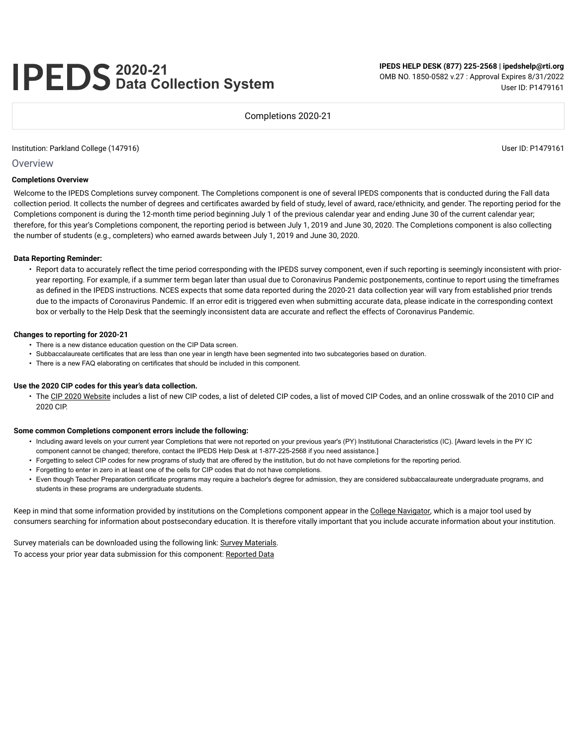# IPEDS 2020-21 Data Collection System

**IPEDS HELP DESK (877) 225-2568 | ipedshelp@rti.org**
OMB NO. 1850-0582 v.27 : Approval Expires 8/31/2022
User ID: P1479161

Completions 2020-21

Institution: Parkland College (147916)

User ID: P1479161

## Overview

### Completions Overview

Welcome to the IPEDS Completions survey component. The Completions component is one of several IPEDS components that is conducted during the Fall data collection period. It collects the number of degrees and certificates awarded by field of study, level of award, race/ethnicity, and gender. The reporting period for the Completions component is during the 12-month time period beginning July 1 of the previous calendar year and ending June 30 of the current calendar year; therefore, for this year's Completions component, the reporting period is between July 1, 2019 and June 30, 2020. The Completions component is also collecting the number of students (e.g., completers) who earned awards between July 1, 2019 and June 30, 2020.

**Data Reporting Reminder:**

- Report data to accurately reflect the time period corresponding with the IPEDS survey component, even if such reporting is seemingly inconsistent with prior-year reporting. For example, if a summer term began later than usual due to Coronavirus Pandemic postponements, continue to report using the timeframes as defined in the IPEDS instructions. NCES expects that some data reported during the 2020-21 data collection year will vary from established prior trends due to the impacts of Coronavirus Pandemic. If an error edit is triggered even when submitting accurate data, please indicate in the corresponding context box or verbally to the Help Desk that the seemingly inconsistent data are accurate and reflect the effects of Coronavirus Pandemic.

**Changes to reporting for 2020-21**

- There is a new distance education question on the CIP Data screen.
- Subbaccalaureate certificates that are less than one year in length have been segmented into two subcategories based on duration.
- There is a new FAQ elaborating on certificates that should be included in this component.

**Use the 2020 CIP codes for this year's data collection.**

- The CIP 2020 Website includes a list of new CIP codes, a list of deleted CIP codes, a list of moved CIP Codes, and an online crosswalk of the 2010 CIP and 2020 CIP.

**Some common Completions component errors include the following:**

- Including award levels on your current year Completions that were not reported on your previous year's (PY) Institutional Characteristics (IC). [Award levels in the PY IC component cannot be changed; therefore, contact the IPEDS Help Desk at 1-877-225-2568 if you need assistance.]
- Forgetting to select CIP codes for new programs of study that are offered by the institution, but do not have completions for the reporting period.
- Forgetting to enter in zero in at least one of the cells for CIP codes that do not have completions.
- Even though Teacher Preparation certificate programs may require a bachelor's degree for admission, they are considered subbaccalaureate undergraduate programs, and students in these programs are undergraduate students.

Keep in mind that some information provided by institutions on the Completions component appear in the College Navigator, which is a major tool used by consumers searching for information about postsecondary education. It is therefore vitally important that you include accurate information about your institution.

Survey materials can be downloaded using the following link: Survey Materials.
To access your prior year data submission for this component: Reported Data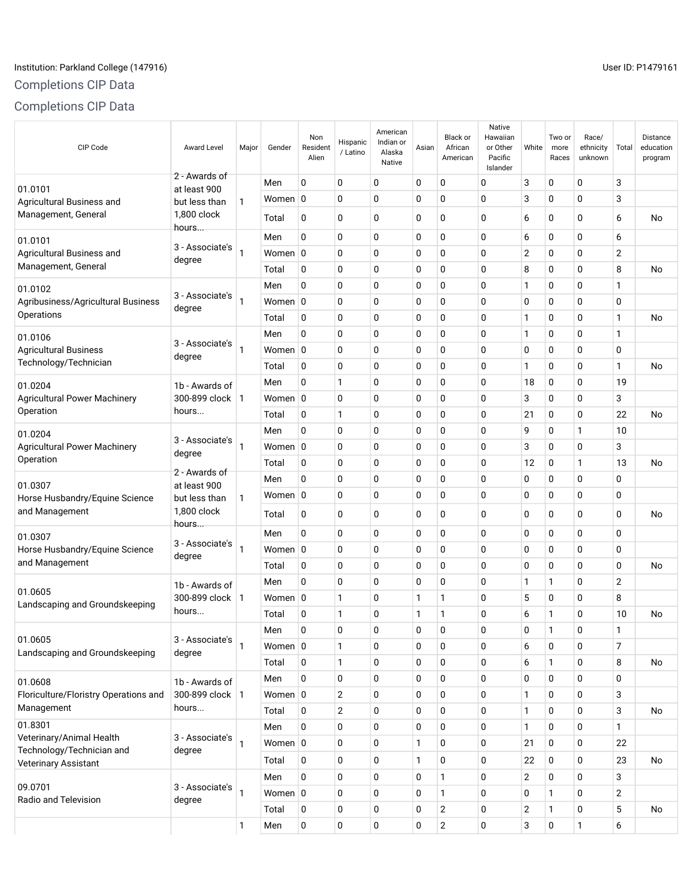Institution: Parkland College (147916)

User ID: P1479161

## Completions CIP Data

## Completions CIP Data

| CIP Code | Award Level | Major | Gender | Non Resident Alien | Hispanic / Latino | American Indian or Alaska Native | Asian | Black or African American | Native Hawaiian or Other Pacific Islander | White | Two or more Races | Race/ ethnicity unknown | Total | Distance education program |
|---|---|---|---|---|---|---|---|---|---|---|---|---|---|---|
| 01.0101 Agricultural Business and Management, General | 2 - Awards of at least 900 but less than 1,800 clock hours... | 1 | Men | 0 | 0 | 0 | 0 | 0 | 0 | 3 | 0 | 0 | 3 | |
| | | | Women | 0 | 0 | 0 | 0 | 0 | 0 | 3 | 0 | 0 | 3 | |
| | | | Total | 0 | 0 | 0 | 0 | 0 | 0 | 6 | 0 | 0 | 6 | No |
| 01.0101 Agricultural Business and Management, General | 3 - Associate's degree | 1 | Men | 0 | 0 | 0 | 0 | 0 | 0 | 6 | 0 | 0 | 6 | |
| | | | Women | 0 | 0 | 0 | 0 | 0 | 0 | 2 | 0 | 0 | 2 | |
| | | | Total | 0 | 0 | 0 | 0 | 0 | 0 | 8 | 0 | 0 | 8 | No |
| 01.0102 Agribusiness/Agricultural Business Operations | 3 - Associate's degree | 1 | Men | 0 | 0 | 0 | 0 | 0 | 0 | 1 | 0 | 0 | 1 | |
| | | | Women | 0 | 0 | 0 | 0 | 0 | 0 | 0 | 0 | 0 | 0 | |
| | | | Total | 0 | 0 | 0 | 0 | 0 | 0 | 1 | 0 | 0 | 1 | No |
| 01.0106 Agricultural Business Technology/Technician | 3 - Associate's degree | 1 | Men | 0 | 0 | 0 | 0 | 0 | 0 | 1 | 0 | 0 | 1 | |
| | | | Women | 0 | 0 | 0 | 0 | 0 | 0 | 0 | 0 | 0 | 0 | |
| | | | Total | 0 | 0 | 0 | 0 | 0 | 0 | 1 | 0 | 0 | 1 | No |
| 01.0204 Agricultural Power Machinery Operation | 1b - Awards of 300-899 clock hours... | 1 | Men | 0 | 1 | 0 | 0 | 0 | 0 | 18 | 0 | 0 | 19 | |
| | | | Women | 0 | 0 | 0 | 0 | 0 | 0 | 3 | 0 | 0 | 3 | |
| | | | Total | 0 | 1 | 0 | 0 | 0 | 0 | 21 | 0 | 0 | 22 | No |
| 01.0204 Agricultural Power Machinery Operation | 3 - Associate's degree | 1 | Men | 0 | 0 | 0 | 0 | 0 | 0 | 9 | 0 | 1 | 10 | |
| | | | Women | 0 | 0 | 0 | 0 | 0 | 0 | 3 | 0 | 0 | 3 | |
| | | | Total | 0 | 0 | 0 | 0 | 0 | 0 | 12 | 0 | 1 | 13 | No |
| 01.0307 Horse Husbandry/Equine Science and Management | 2 - Awards of at least 900 but less than 1,800 clock hours... | 1 | Men | 0 | 0 | 0 | 0 | 0 | 0 | 0 | 0 | 0 | 0 | |
| | | | Women | 0 | 0 | 0 | 0 | 0 | 0 | 0 | 0 | 0 | 0 | |
| | | | Total | 0 | 0 | 0 | 0 | 0 | 0 | 0 | 0 | 0 | 0 | No |
| 01.0307 Horse Husbandry/Equine Science and Management | 3 - Associate's degree | 1 | Men | 0 | 0 | 0 | 0 | 0 | 0 | 0 | 0 | 0 | 0 | |
| | | | Women | 0 | 0 | 0 | 0 | 0 | 0 | 0 | 0 | 0 | 0 | |
| | | | Total | 0 | 0 | 0 | 0 | 0 | 0 | 0 | 0 | 0 | 0 | No |
| 01.0605 Landscaping and Groundskeeping | 1b - Awards of 300-899 clock hours... | 1 | Men | 0 | 0 | 0 | 0 | 0 | 0 | 1 | 1 | 0 | 2 | |
| | | | Women | 0 | 1 | 0 | 1 | 1 | 0 | 5 | 0 | 0 | 8 | |
| | | | Total | 0 | 1 | 0 | 1 | 1 | 0 | 6 | 1 | 0 | 10 | No |
| 01.0605 Landscaping and Groundskeeping | 3 - Associate's degree | 1 | Men | 0 | 0 | 0 | 0 | 0 | 0 | 0 | 1 | 0 | 1 | |
| | | | Women | 0 | 1 | 0 | 0 | 0 | 0 | 6 | 0 | 0 | 7 | |
| | | | Total | 0 | 1 | 0 | 0 | 0 | 0 | 6 | 1 | 0 | 8 | No |
| 01.0608 Floriculture/Floristry Operations and Management | 1b - Awards of 300-899 clock hours... | 1 | Men | 0 | 0 | 0 | 0 | 0 | 0 | 0 | 0 | 0 | 0 | |
| | | | Women | 0 | 2 | 0 | 0 | 0 | 0 | 1 | 0 | 0 | 3 | |
| | | | Total | 0 | 2 | 0 | 0 | 0 | 0 | 1 | 0 | 0 | 3 | No |
| 01.8301 Veterinary/Animal Health Technology/Technician and Veterinary Assistant | 3 - Associate's degree | 1 | Men | 0 | 0 | 0 | 0 | 0 | 0 | 1 | 0 | 0 | 1 | |
| | | | Women | 0 | 0 | 0 | 1 | 0 | 0 | 21 | 0 | 0 | 22 | |
| | | | Total | 0 | 0 | 0 | 1 | 0 | 0 | 22 | 0 | 0 | 23 | No |
| 09.0701 Radio and Television | 3 - Associate's degree | 1 | Men | 0 | 0 | 0 | 0 | 1 | 0 | 2 | 0 | 0 | 3 | |
| | | | Women | 0 | 0 | 0 | 0 | 1 | 0 | 0 | 1 | 0 | 2 | |
| | | | Total | 0 | 0 | 0 | 0 | 2 | 0 | 2 | 1 | 0 | 5 | No |
| | | 1 | Men | 0 | 0 | 0 | 0 | 2 | 0 | 3 | 0 | 1 | 6 | |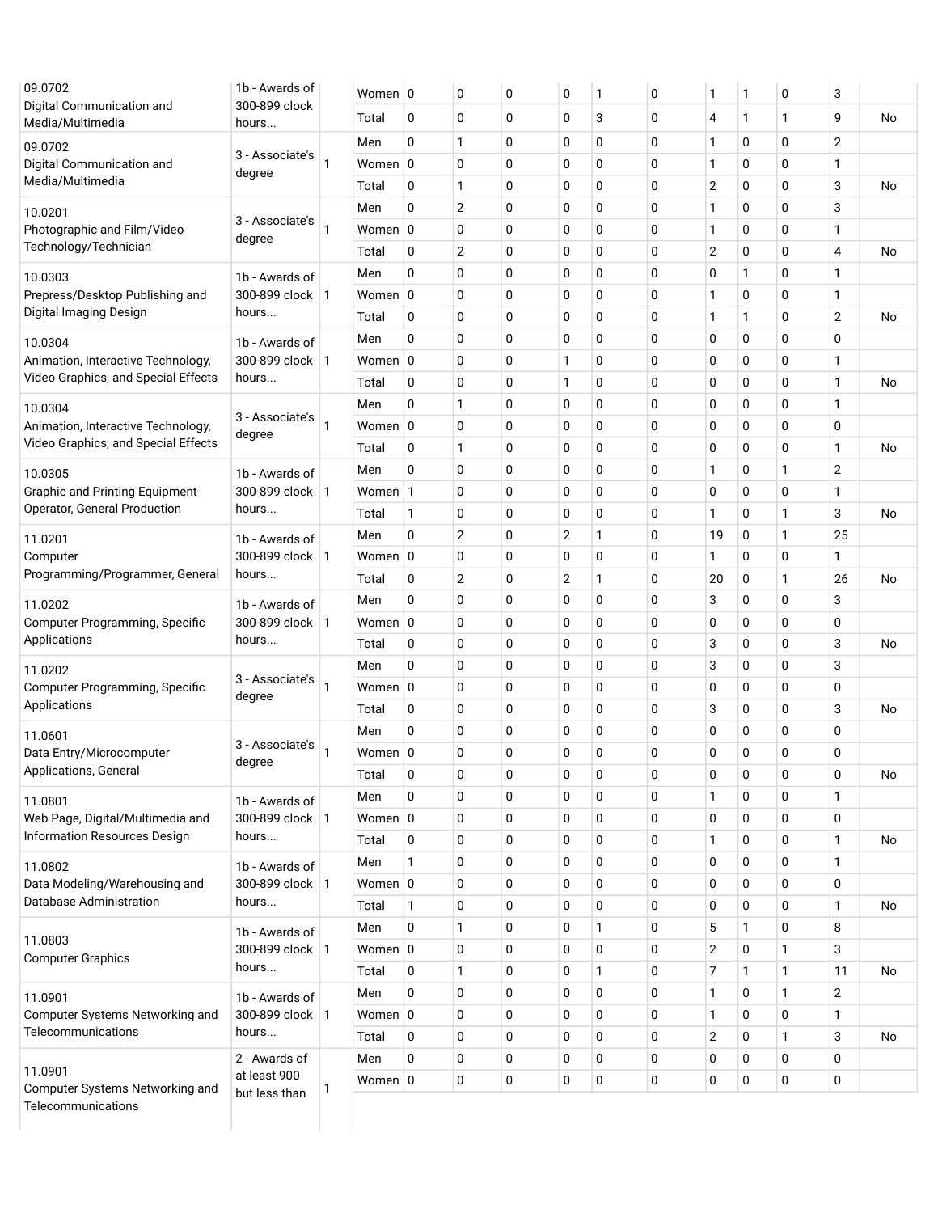| | | | | | | | | | | | | | | |
|---|---|---|---|---|---|---|---|---|---|---|---|---|---|---|
| 09.0702 Digital Communication and Media/Multimedia | 1b - Awards of 300-899 clock hours... | | Women | 0 | 0 | 0 | 0 | 1 | 0 | 1 | 1 | 0 | 3 | |
| | | | Total | 0 | 0 | 0 | 0 | 3 | 0 | 4 | 1 | 1 | 9 | No |
| 09.0702 Digital Communication and Media/Multimedia | 3 - Associate's degree | 1 | Men | 0 | 1 | 0 | 0 | 0 | 0 | 1 | 0 | 0 | 2 | |
| | | | Women | 0 | 0 | 0 | 0 | 0 | 0 | 1 | 0 | 0 | 1 | |
| | | | Total | 0 | 1 | 0 | 0 | 0 | 0 | 2 | 0 | 0 | 3 | No |
| 10.0201 Photographic and Film/Video Technology/Technician | 3 - Associate's degree | 1 | Men | 0 | 2 | 0 | 0 | 0 | 0 | 1 | 0 | 0 | 3 | |
| | | | Women | 0 | 0 | 0 | 0 | 0 | 0 | 1 | 0 | 0 | 1 | |
| | | | Total | 0 | 2 | 0 | 0 | 0 | 0 | 2 | 0 | 0 | 4 | No |
| 10.0303 Prepress/Desktop Publishing and Digital Imaging Design | 1b - Awards of 300-899 clock hours... | 1 | Men | 0 | 0 | 0 | 0 | 0 | 0 | 0 | 1 | 0 | 1 | |
| | | | Women | 0 | 0 | 0 | 0 | 0 | 0 | 1 | 0 | 0 | 1 | |
| | | | Total | 0 | 0 | 0 | 0 | 0 | 0 | 1 | 1 | 0 | 2 | No |
| 10.0304 Animation, Interactive Technology, Video Graphics, and Special Effects | 1b - Awards of 300-899 clock hours... | 1 | Men | 0 | 0 | 0 | 0 | 0 | 0 | 0 | 0 | 0 | 0 | |
| | | | Women | 0 | 0 | 0 | 1 | 0 | 0 | 0 | 0 | 0 | 1 | |
| | | | Total | 0 | 0 | 0 | 1 | 0 | 0 | 0 | 0 | 0 | 1 | No |
| 10.0304 Animation, Interactive Technology, Video Graphics, and Special Effects | 3 - Associate's degree | 1 | Men | 0 | 1 | 0 | 0 | 0 | 0 | 0 | 0 | 0 | 1 | |
| | | | Women | 0 | 0 | 0 | 0 | 0 | 0 | 0 | 0 | 0 | 0 | |
| | | | Total | 0 | 1 | 0 | 0 | 0 | 0 | 0 | 0 | 0 | 1 | No |
| 10.0305 Graphic and Printing Equipment Operator, General Production | 1b - Awards of 300-899 clock hours... | 1 | Men | 0 | 0 | 0 | 0 | 0 | 0 | 1 | 0 | 1 | 2 | |
| | | | Women | 1 | 0 | 0 | 0 | 0 | 0 | 0 | 0 | 0 | 1 | |
| | | | Total | 1 | 0 | 0 | 0 | 0 | 0 | 1 | 0 | 1 | 3 | No |
| 11.0201 Computer Programming/Programmer, General | 1b - Awards of 300-899 clock hours... | 1 | Men | 0 | 2 | 0 | 2 | 1 | 0 | 19 | 0 | 1 | 25 | |
| | | | Women | 0 | 0 | 0 | 0 | 0 | 0 | 1 | 0 | 0 | 1 | |
| | | | Total | 0 | 2 | 0 | 2 | 1 | 0 | 20 | 0 | 1 | 26 | No |
| 11.0202 Computer Programming, Specific Applications | 1b - Awards of 300-899 clock hours... | 1 | Men | 0 | 0 | 0 | 0 | 0 | 0 | 3 | 0 | 0 | 3 | |
| | | | Women | 0 | 0 | 0 | 0 | 0 | 0 | 0 | 0 | 0 | 0 | |
| | | | Total | 0 | 0 | 0 | 0 | 0 | 0 | 3 | 0 | 0 | 3 | No |
| 11.0202 Computer Programming, Specific Applications | 3 - Associate's degree | 1 | Men | 0 | 0 | 0 | 0 | 0 | 0 | 3 | 0 | 0 | 3 | |
| | | | Women | 0 | 0 | 0 | 0 | 0 | 0 | 0 | 0 | 0 | 0 | |
| | | | Total | 0 | 0 | 0 | 0 | 0 | 0 | 3 | 0 | 0 | 3 | No |
| 11.0601 Data Entry/Microcomputer Applications, General | 3 - Associate's degree | 1 | Men | 0 | 0 | 0 | 0 | 0 | 0 | 0 | 0 | 0 | 0 | |
| | | | Women | 0 | 0 | 0 | 0 | 0 | 0 | 0 | 0 | 0 | 0 | |
| | | | Total | 0 | 0 | 0 | 0 | 0 | 0 | 0 | 0 | 0 | 0 | No |
| 11.0801 Web Page, Digital/Multimedia and Information Resources Design | 1b - Awards of 300-899 clock hours... | 1 | Men | 0 | 0 | 0 | 0 | 0 | 0 | 1 | 0 | 0 | 1 | |
| | | | Women | 0 | 0 | 0 | 0 | 0 | 0 | 0 | 0 | 0 | 0 | |
| | | | Total | 0 | 0 | 0 | 0 | 0 | 0 | 1 | 0 | 0 | 1 | No |
| 11.0802 Data Modeling/Warehousing and Database Administration | 1b - Awards of 300-899 clock hours... | 1 | Men | 1 | 0 | 0 | 0 | 0 | 0 | 0 | 0 | 0 | 1 | |
| | | | Women | 0 | 0 | 0 | 0 | 0 | 0 | 0 | 0 | 0 | 0 | |
| | | | Total | 1 | 0 | 0 | 0 | 0 | 0 | 0 | 0 | 0 | 1 | No |
| 11.0803 Computer Graphics | 1b - Awards of 300-899 clock hours... | 1 | Men | 0 | 1 | 0 | 0 | 1 | 0 | 5 | 1 | 0 | 8 | |
| | | | Women | 0 | 0 | 0 | 0 | 0 | 0 | 2 | 0 | 1 | 3 | |
| | | | Total | 0 | 1 | 0 | 0 | 1 | 0 | 7 | 1 | 1 | 11 | No |
| 11.0901 Computer Systems Networking and Telecommunications | 1b - Awards of 300-899 clock hours... | 1 | Men | 0 | 0 | 0 | 0 | 0 | 0 | 1 | 0 | 1 | 2 | |
| | | | Women | 0 | 0 | 0 | 0 | 0 | 0 | 1 | 0 | 0 | 1 | |
| | | | Total | 0 | 0 | 0 | 0 | 0 | 0 | 2 | 0 | 1 | 3 | No |
| 11.0901 Computer Systems Networking and Telecommunications | 2 - Awards of at least 900 but less than | 1 | Men | 0 | 0 | 0 | 0 | 0 | 0 | 0 | 0 | 0 | 0 | |
| | | | Women | 0 | 0 | 0 | 0 | 0 | 0 | 0 | 0 | 0 | 0 | |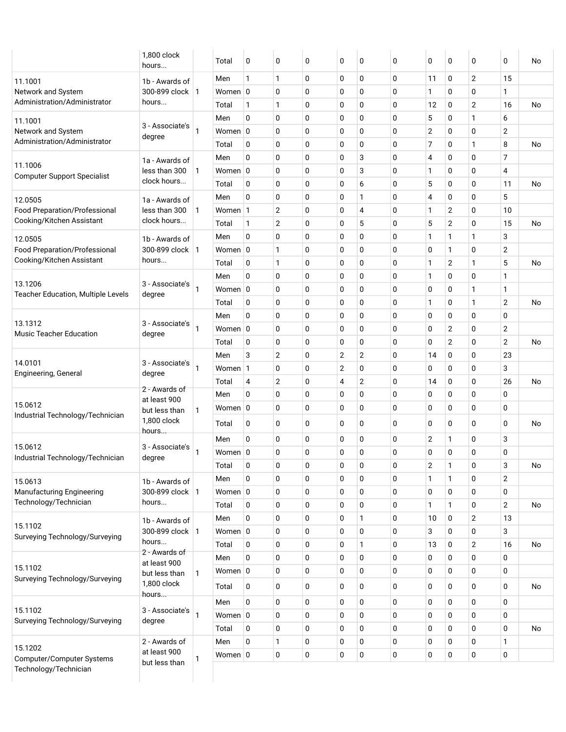| | 1,800 clock hours... | | Total | 0 | 0 | 0 | 0 | 0 | 0 | 0 | 0 | 0 | 0 | No |
|---|---|---|---|---|---|---|---|---|---|---|---|---|---|---|
| 11.1001 Network and System Administration/Administrator | 1b - Awards of 300-899 clock hours... | 1 | Men | 1 | 1 | 0 | 0 | 0 | 0 | 11 | 0 | 2 | 15 | |
| | | | Women | 0 | 0 | 0 | 0 | 0 | 0 | 1 | 0 | 0 | 1 | |
| | | | Total | 1 | 1 | 0 | 0 | 0 | 0 | 12 | 0 | 2 | 16 | No |
| 11.1001 Network and System Administration/Administrator | 3 - Associate's degree | 1 | Men | 0 | 0 | 0 | 0 | 0 | 0 | 5 | 0 | 1 | 6 | |
| | | | Women | 0 | 0 | 0 | 0 | 0 | 0 | 2 | 0 | 0 | 2 | |
| | | | Total | 0 | 0 | 0 | 0 | 0 | 0 | 7 | 0 | 1 | 8 | No |
| 11.1006 Computer Support Specialist | 1a - Awards of less than 300 clock hours... | 1 | Men | 0 | 0 | 0 | 0 | 3 | 0 | 4 | 0 | 0 | 7 | |
| | | | Women | 0 | 0 | 0 | 0 | 3 | 0 | 1 | 0 | 0 | 4 | |
| | | | Total | 0 | 0 | 0 | 0 | 6 | 0 | 5 | 0 | 0 | 11 | No |
| 12.0505 Food Preparation/Professional Cooking/Kitchen Assistant | 1a - Awards of less than 300 clock hours... | 1 | Men | 0 | 0 | 0 | 0 | 1 | 0 | 4 | 0 | 0 | 5 | |
| | | | Women | 1 | 2 | 0 | 0 | 4 | 0 | 1 | 2 | 0 | 10 | |
| | | | Total | 1 | 2 | 0 | 0 | 5 | 0 | 5 | 2 | 0 | 15 | No |
| 12.0505 Food Preparation/Professional Cooking/Kitchen Assistant | 1b - Awards of 300-899 clock hours... | 1 | Men | 0 | 0 | 0 | 0 | 0 | 0 | 1 | 1 | 1 | 3 | |
| | | | Women | 0 | 1 | 0 | 0 | 0 | 0 | 0 | 1 | 0 | 2 | |
| | | | Total | 0 | 1 | 0 | 0 | 0 | 0 | 1 | 2 | 1 | 5 | No |
| 13.1206 Teacher Education, Multiple Levels | 3 - Associate's degree | 1 | Men | 0 | 0 | 0 | 0 | 0 | 0 | 1 | 0 | 0 | 1 | |
| | | | Women | 0 | 0 | 0 | 0 | 0 | 0 | 0 | 0 | 1 | 1 | |
| | | | Total | 0 | 0 | 0 | 0 | 0 | 0 | 1 | 0 | 1 | 2 | No |
| 13.1312 Music Teacher Education | 3 - Associate's degree | 1 | Men | 0 | 0 | 0 | 0 | 0 | 0 | 0 | 0 | 0 | 0 | |
| | | | Women | 0 | 0 | 0 | 0 | 0 | 0 | 0 | 2 | 0 | 2 | |
| | | | Total | 0 | 0 | 0 | 0 | 0 | 0 | 0 | 2 | 0 | 2 | No |
| 14.0101 Engineering, General | 3 - Associate's degree | 1 | Men | 3 | 2 | 0 | 2 | 2 | 0 | 14 | 0 | 0 | 23 | |
| | | | Women | 1 | 0 | 0 | 2 | 0 | 0 | 0 | 0 | 0 | 3 | |
| | | | Total | 4 | 2 | 0 | 4 | 2 | 0 | 14 | 0 | 0 | 26 | No |
| 15.0612 Industrial Technology/Technician | 2 - Awards of at least 900 but less than 1,800 clock hours... | 1 | Men | 0 | 0 | 0 | 0 | 0 | 0 | 0 | 0 | 0 | 0 | |
| | | | Women | 0 | 0 | 0 | 0 | 0 | 0 | 0 | 0 | 0 | 0 | |
| | | | Total | 0 | 0 | 0 | 0 | 0 | 0 | 0 | 0 | 0 | 0 | No |
| 15.0612 Industrial Technology/Technician | 3 - Associate's degree | 1 | Men | 0 | 0 | 0 | 0 | 0 | 0 | 2 | 1 | 0 | 3 | |
| | | | Women | 0 | 0 | 0 | 0 | 0 | 0 | 0 | 0 | 0 | 0 | |
| | | | Total | 0 | 0 | 0 | 0 | 0 | 0 | 2 | 1 | 0 | 3 | No |
| 15.0613 Manufacturing Engineering Technology/Technician | 1b - Awards of 300-899 clock hours... | 1 | Men | 0 | 0 | 0 | 0 | 0 | 0 | 1 | 1 | 0 | 2 | |
| | | | Women | 0 | 0 | 0 | 0 | 0 | 0 | 0 | 0 | 0 | 0 | |
| | | | Total | 0 | 0 | 0 | 0 | 0 | 0 | 1 | 1 | 0 | 2 | No |
| 15.1102 Surveying Technology/Surveying | 1b - Awards of 300-899 clock hours... | 1 | Men | 0 | 0 | 0 | 0 | 1 | 0 | 10 | 0 | 2 | 13 | |
| | | | Women | 0 | 0 | 0 | 0 | 0 | 0 | 3 | 0 | 0 | 3 | |
| | | | Total | 0 | 0 | 0 | 0 | 1 | 0 | 13 | 0 | 2 | 16 | No |
| 15.1102 Surveying Technology/Surveying | 2 - Awards of at least 900 but less than 1,800 clock hours... | 1 | Men | 0 | 0 | 0 | 0 | 0 | 0 | 0 | 0 | 0 | 0 | |
| | | | Women | 0 | 0 | 0 | 0 | 0 | 0 | 0 | 0 | 0 | 0 | |
| | | | Total | 0 | 0 | 0 | 0 | 0 | 0 | 0 | 0 | 0 | 0 | No |
| 15.1102 Surveying Technology/Surveying | 3 - Associate's degree | 1 | Men | 0 | 0 | 0 | 0 | 0 | 0 | 0 | 0 | 0 | 0 | |
| | | | Women | 0 | 0 | 0 | 0 | 0 | 0 | 0 | 0 | 0 | 0 | |
| | | | Total | 0 | 0 | 0 | 0 | 0 | 0 | 0 | 0 | 0 | 0 | No |
| 15.1202 Computer/Computer Systems Technology/Technician | 2 - Awards of at least 900 but less than | 1 | Men | 0 | 1 | 0 | 0 | 0 | 0 | 0 | 0 | 0 | 1 | |
| | | | Women | 0 | 0 | 0 | 0 | 0 | 0 | 0 | 0 | 0 | 0 | |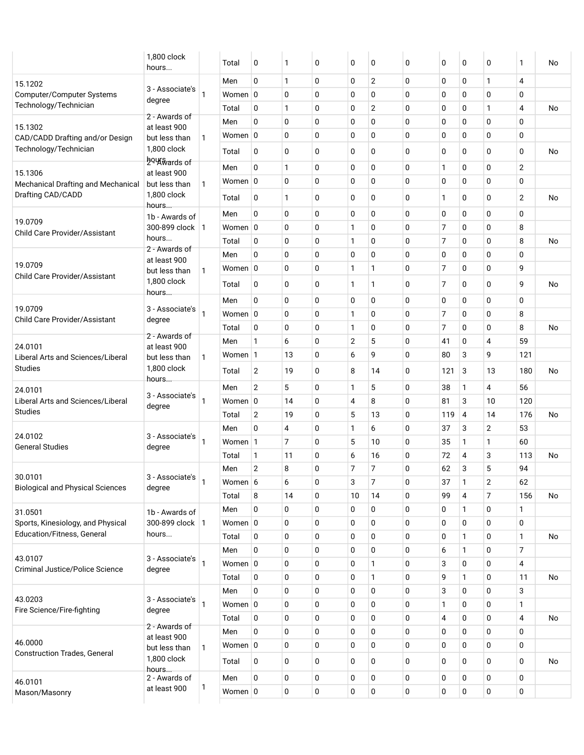| | | | | | | | | | | | | | | |
|---|---|---|---|---|---|---|---|---|---|---|---|---|---|---|
| | 1,800 clock hours... | | Total | 0 | 1 | 0 | 0 | 0 | 0 | 0 | 0 | 0 | 1 | No |
| 15.1202 Computer/Computer Systems Technology/Technician | 3 - Associate's degree | 1 | Men | 0 | 1 | 0 | 0 | 2 | 0 | 0 | 0 | 1 | 4 | |
| | | | Women | 0 | 0 | 0 | 0 | 0 | 0 | 0 | 0 | 0 | 0 | |
| | | | Total | 0 | 1 | 0 | 0 | 2 | 0 | 0 | 0 | 1 | 4 | No |
| 15.1302 CAD/CADD Drafting and/or Design Technology/Technician | 2 - Awards of at least 900 but less than 1,800 clock hours... | 1 | Men | 0 | 0 | 0 | 0 | 0 | 0 | 0 | 0 | 0 | 0 | |
| | | | Women | 0 | 0 | 0 | 0 | 0 | 0 | 0 | 0 | 0 | 0 | |
| | | | Total | 0 | 0 | 0 | 0 | 0 | 0 | 0 | 0 | 0 | 0 | No |
| 15.1306 Mechanical Drafting and Mechanical Drafting CAD/CADD | 2 - Awards of at least 900 but less than 1,800 clock hours... | 1 | Men | 0 | 1 | 0 | 0 | 0 | 0 | 1 | 0 | 0 | 2 | |
| | | | Women | 0 | 0 | 0 | 0 | 0 | 0 | 0 | 0 | 0 | 0 | |
| | | | Total | 0 | 1 | 0 | 0 | 0 | 0 | 1 | 0 | 0 | 2 | No |
| 19.0709 Child Care Provider/Assistant | 1b - Awards of 300-899 clock hours... | 1 | Men | 0 | 0 | 0 | 0 | 0 | 0 | 0 | 0 | 0 | 0 | |
| | | | Women | 0 | 0 | 0 | 1 | 0 | 0 | 7 | 0 | 0 | 8 | |
| | | | Total | 0 | 0 | 0 | 1 | 0 | 0 | 7 | 0 | 0 | 8 | No |
| 19.0709 Child Care Provider/Assistant | 2 - Awards of at least 900 but less than 1,800 clock hours... | 1 | Men | 0 | 0 | 0 | 0 | 0 | 0 | 0 | 0 | 0 | 0 | |
| | | | Women | 0 | 0 | 0 | 1 | 1 | 0 | 7 | 0 | 0 | 9 | |
| | | | Total | 0 | 0 | 0 | 1 | 1 | 0 | 7 | 0 | 0 | 9 | No |
| 19.0709 Child Care Provider/Assistant | 3 - Associate's degree | 1 | Men | 0 | 0 | 0 | 0 | 0 | 0 | 0 | 0 | 0 | 0 | |
| | | | Women | 0 | 0 | 0 | 1 | 0 | 0 | 7 | 0 | 0 | 8 | |
| | | | Total | 0 | 0 | 0 | 1 | 0 | 0 | 7 | 0 | 0 | 8 | No |
| 24.0101 Liberal Arts and Sciences/Liberal Studies | 2 - Awards of at least 900 but less than 1,800 clock hours... | 1 | Men | 1 | 6 | 0 | 2 | 5 | 0 | 41 | 0 | 4 | 59 | |
| | | | Women | 1 | 13 | 0 | 6 | 9 | 0 | 80 | 3 | 9 | 121 | |
| | | | Total | 2 | 19 | 0 | 8 | 14 | 0 | 121 | 3 | 13 | 180 | No |
| 24.0101 Liberal Arts and Sciences/Liberal Studies | 3 - Associate's degree | 1 | Men | 2 | 5 | 0 | 1 | 5 | 0 | 38 | 1 | 4 | 56 | |
| | | | Women | 0 | 14 | 0 | 4 | 8 | 0 | 81 | 3 | 10 | 120 | |
| | | | Total | 2 | 19 | 0 | 5 | 13 | 0 | 119 | 4 | 14 | 176 | No |
| 24.0102 General Studies | 3 - Associate's degree | 1 | Men | 0 | 4 | 0 | 1 | 6 | 0 | 37 | 3 | 2 | 53 | |
| | | | Women | 1 | 7 | 0 | 5 | 10 | 0 | 35 | 1 | 1 | 60 | |
| | | | Total | 1 | 11 | 0 | 6 | 16 | 0 | 72 | 4 | 3 | 113 | No |
| 30.0101 Biological and Physical Sciences | 3 - Associate's degree | 1 | Men | 2 | 8 | 0 | 7 | 7 | 0 | 62 | 3 | 5 | 94 | |
| | | | Women | 6 | 6 | 0 | 3 | 7 | 0 | 37 | 1 | 2 | 62 | |
| | | | Total | 8 | 14 | 0 | 10 | 14 | 0 | 99 | 4 | 7 | 156 | No |
| 31.0501 Sports, Kinesiology, and Physical Education/Fitness, General | 1b - Awards of 300-899 clock hours... | 1 | Men | 0 | 0 | 0 | 0 | 0 | 0 | 0 | 1 | 0 | 1 | |
| | | | Women | 0 | 0 | 0 | 0 | 0 | 0 | 0 | 0 | 0 | 0 | |
| | | | Total | 0 | 0 | 0 | 0 | 0 | 0 | 0 | 1 | 0 | 1 | No |
| 43.0107 Criminal Justice/Police Science | 3 - Associate's degree | 1 | Men | 0 | 0 | 0 | 0 | 0 | 0 | 6 | 1 | 0 | 7 | |
| | | | Women | 0 | 0 | 0 | 0 | 1 | 0 | 3 | 0 | 0 | 4 | |
| | | | Total | 0 | 0 | 0 | 0 | 1 | 0 | 9 | 1 | 0 | 11 | No |
| 43.0203 Fire Science/Fire-fighting | 3 - Associate's degree | 1 | Men | 0 | 0 | 0 | 0 | 0 | 0 | 3 | 0 | 0 | 3 | |
| | | | Women | 0 | 0 | 0 | 0 | 0 | 0 | 1 | 0 | 0 | 1 | |
| | | | Total | 0 | 0 | 0 | 0 | 0 | 0 | 4 | 0 | 0 | 4 | No |
| 46.0000 Construction Trades, General | 2 - Awards of at least 900 but less than 1,800 clock hours... | 1 | Men | 0 | 0 | 0 | 0 | 0 | 0 | 0 | 0 | 0 | 0 | |
| | | | Women | 0 | 0 | 0 | 0 | 0 | 0 | 0 | 0 | 0 | 0 | |
| | | | Total | 0 | 0 | 0 | 0 | 0 | 0 | 0 | 0 | 0 | 0 | No |
| 46.0101 Mason/Masonry | 2 - Awards of at least 900 | 1 | Men | 0 | 0 | 0 | 0 | 0 | 0 | 0 | 0 | 0 | 0 | |
| | | | Women | 0 | 0 | 0 | 0 | 0 | 0 | 0 | 0 | 0 | 0 | |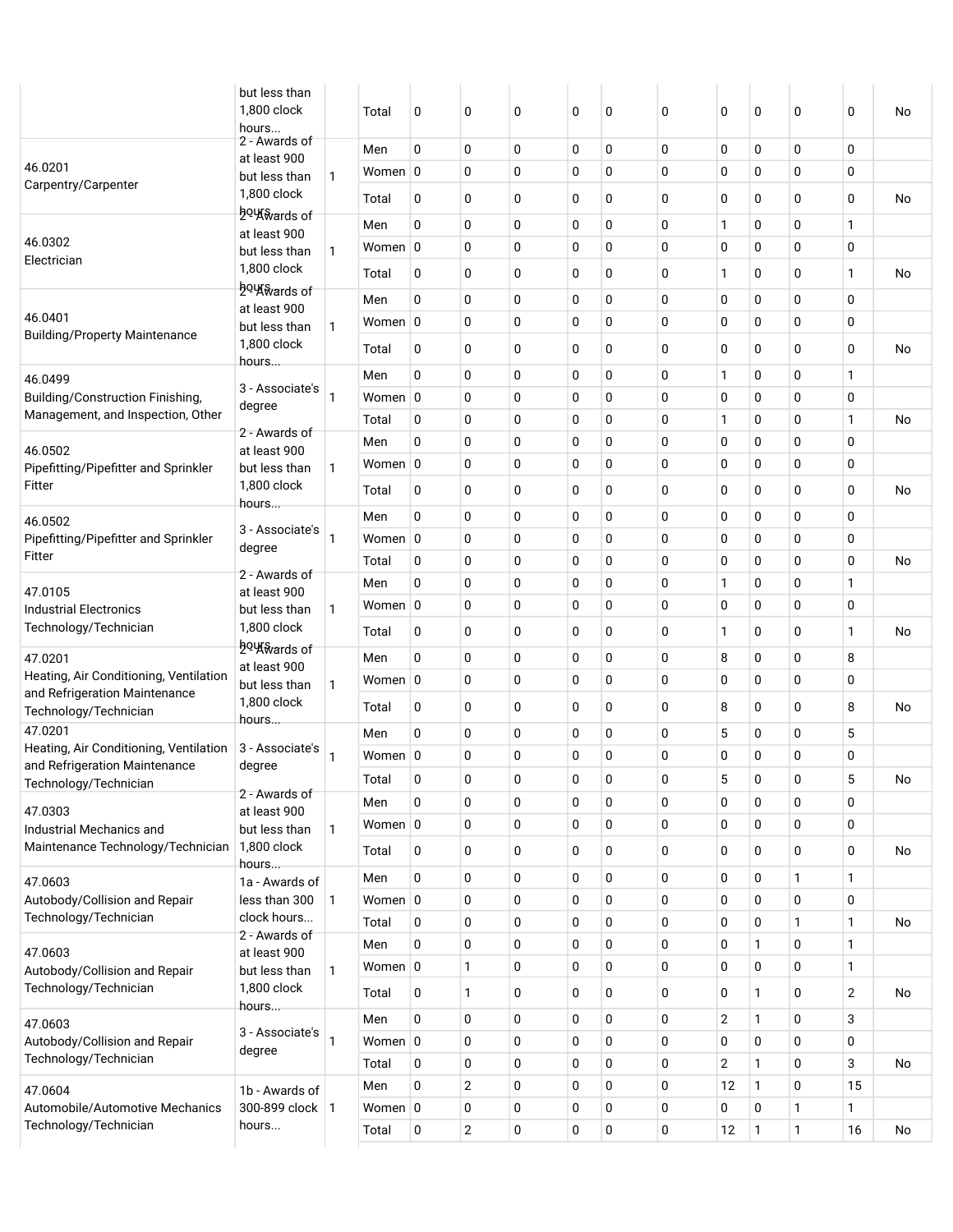| | but less than 1,800 clock hours... | | Total | 0 | 0 | 0 | 0 | 0 | 0 | 0 | 0 | 0 | 0 | No |
|---|---|---|---|---|---|---|---|---|---|---|---|---|---|---|
| 46.0201 Carpentry/Carpenter | 2 - Awards of at least 900 but less than 1,800 clock hours... | 1 | Men | 0 | 0 | 0 | 0 | 0 | 0 | 0 | 0 | 0 | 0 | |
| | | | Women | 0 | 0 | 0 | 0 | 0 | 0 | 0 | 0 | 0 | 0 | |
| | | | Total | 0 | 0 | 0 | 0 | 0 | 0 | 0 | 0 | 0 | 0 | No |
| 46.0302 Electrician | 2 - Awards of at least 900 but less than 1,800 clock hours... | 1 | Men | 0 | 0 | 0 | 0 | 0 | 0 | 1 | 0 | 0 | 1 | |
| | | | Women | 0 | 0 | 0 | 0 | 0 | 0 | 0 | 0 | 0 | 0 | |
| | | | Total | 0 | 0 | 0 | 0 | 0 | 0 | 1 | 0 | 0 | 1 | No |
| 46.0401 Building/Property Maintenance | 2 - Awards of at least 900 but less than 1,800 clock hours... | 1 | Men | 0 | 0 | 0 | 0 | 0 | 0 | 0 | 0 | 0 | 0 | |
| | | | Women | 0 | 0 | 0 | 0 | 0 | 0 | 0 | 0 | 0 | 0 | |
| | | | Total | 0 | 0 | 0 | 0 | 0 | 0 | 0 | 0 | 0 | 0 | No |
| 46.0499 Building/Construction Finishing, Management, and Inspection, Other | 3 - Associate's degree | 1 | Men | 0 | 0 | 0 | 0 | 0 | 0 | 1 | 0 | 0 | 1 | |
| | | | Women | 0 | 0 | 0 | 0 | 0 | 0 | 0 | 0 | 0 | 0 | |
| | | | Total | 0 | 0 | 0 | 0 | 0 | 0 | 1 | 0 | 0 | 1 | No |
| 46.0502 Pipefitting/Pipefitter and Sprinkler Fitter | 2 - Awards of at least 900 but less than 1,800 clock hours... | 1 | Men | 0 | 0 | 0 | 0 | 0 | 0 | 0 | 0 | 0 | 0 | |
| | | | Women | 0 | 0 | 0 | 0 | 0 | 0 | 0 | 0 | 0 | 0 | |
| | | | Total | 0 | 0 | 0 | 0 | 0 | 0 | 0 | 0 | 0 | 0 | No |
| 46.0502 Pipefitting/Pipefitter and Sprinkler Fitter | 3 - Associate's degree | 1 | Men | 0 | 0 | 0 | 0 | 0 | 0 | 0 | 0 | 0 | 0 | |
| | | | Women | 0 | 0 | 0 | 0 | 0 | 0 | 0 | 0 | 0 | 0 | |
| | | | Total | 0 | 0 | 0 | 0 | 0 | 0 | 0 | 0 | 0 | 0 | No |
| 47.0105 Industrial Electronics Technology/Technician | 2 - Awards of at least 900 but less than 1,800 clock hours... | 1 | Men | 0 | 0 | 0 | 0 | 0 | 0 | 1 | 0 | 0 | 1 | |
| | | | Women | 0 | 0 | 0 | 0 | 0 | 0 | 0 | 0 | 0 | 0 | |
| | | | Total | 0 | 0 | 0 | 0 | 0 | 0 | 1 | 0 | 0 | 1 | No |
| 47.0201 Heating, Air Conditioning, Ventilation and Refrigeration Maintenance Technology/Technician | 2 - Awards of at least 900 but less than 1,800 clock hours... | 1 | Men | 0 | 0 | 0 | 0 | 0 | 0 | 8 | 0 | 0 | 8 | |
| | | | Women | 0 | 0 | 0 | 0 | 0 | 0 | 0 | 0 | 0 | 0 | |
| | | | Total | 0 | 0 | 0 | 0 | 0 | 0 | 8 | 0 | 0 | 8 | No |
| 47.0201 Heating, Air Conditioning, Ventilation and Refrigeration Maintenance Technology/Technician | 3 - Associate's degree | 1 | Men | 0 | 0 | 0 | 0 | 0 | 0 | 5 | 0 | 0 | 5 | |
| | | | Women | 0 | 0 | 0 | 0 | 0 | 0 | 0 | 0 | 0 | 0 | |
| | | | Total | 0 | 0 | 0 | 0 | 0 | 0 | 5 | 0 | 0 | 5 | No |
| 47.0303 Industrial Mechanics and Maintenance Technology/Technician | 2 - Awards of at least 900 but less than 1,800 clock hours... | 1 | Men | 0 | 0 | 0 | 0 | 0 | 0 | 0 | 0 | 0 | 0 | |
| | | | Women | 0 | 0 | 0 | 0 | 0 | 0 | 0 | 0 | 0 | 0 | |
| | | | Total | 0 | 0 | 0 | 0 | 0 | 0 | 0 | 0 | 0 | 0 | No |
| 47.0603 Autobody/Collision and Repair Technology/Technician | 1a - Awards of less than 300 clock hours... | 1 | Men | 0 | 0 | 0 | 0 | 0 | 0 | 0 | 0 | 1 | 1 | |
| | | | Women | 0 | 0 | 0 | 0 | 0 | 0 | 0 | 0 | 0 | 0 | |
| | | | Total | 0 | 0 | 0 | 0 | 0 | 0 | 0 | 0 | 1 | 1 | No |
| 47.0603 Autobody/Collision and Repair Technology/Technician | 2 - Awards of at least 900 but less than 1,800 clock hours... | 1 | Men | 0 | 0 | 0 | 0 | 0 | 0 | 0 | 1 | 0 | 1 | |
| | | | Women | 0 | 1 | 0 | 0 | 0 | 0 | 0 | 0 | 0 | 1 | |
| | | | Total | 0 | 1 | 0 | 0 | 0 | 0 | 0 | 1 | 0 | 2 | No |
| 47.0603 Autobody/Collision and Repair Technology/Technician | 3 - Associate's degree | 1 | Men | 0 | 0 | 0 | 0 | 0 | 0 | 2 | 1 | 0 | 3 | |
| | | | Women | 0 | 0 | 0 | 0 | 0 | 0 | 0 | 0 | 0 | 0 | |
| | | | Total | 0 | 0 | 0 | 0 | 0 | 0 | 2 | 1 | 0 | 3 | No |
| 47.0604 Automobile/Automotive Mechanics Technology/Technician | 1b - Awards of 300-899 clock hours... | 1 | Men | 0 | 2 | 0 | 0 | 0 | 0 | 12 | 1 | 0 | 15 | |
| | | | Women | 0 | 0 | 0 | 0 | 0 | 0 | 0 | 0 | 1 | 1 | |
| | | | Total | 0 | 2 | 0 | 0 | 0 | 0 | 12 | 1 | 1 | 16 | No |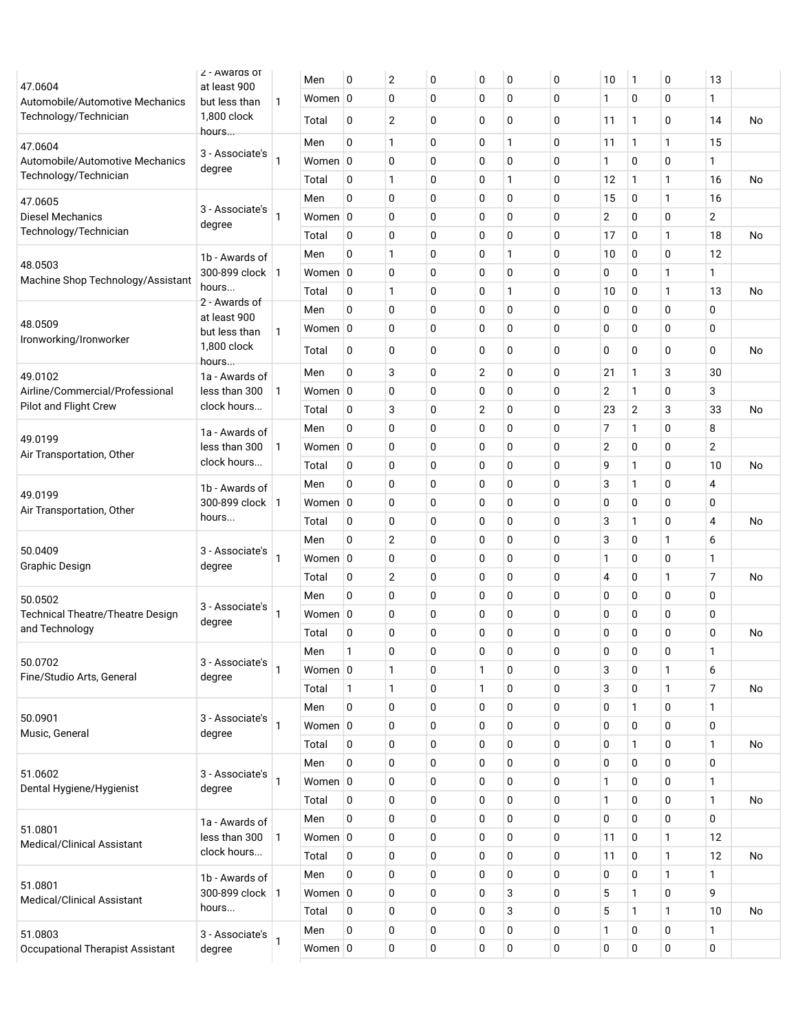| | | | | | | | | | | | | | |
|---|---|---|---|---|---|---|---|---|---|---|---|---|---|
| 47.0604 Automobile/Automotive Mechanics Technology/Technician | 2 - Awards of at least 900 but less than 1,800 clock hours... | 1 | Men | 0 | 2 | 0 | 0 | 0 | 0 | 10 | 1 | 0 | 13 | |
| | | | Women | 0 | 0 | 0 | 0 | 0 | 0 | 1 | 0 | 0 | 1 | |
| | | | Total | 0 | 2 | 0 | 0 | 0 | 0 | 11 | 1 | 0 | 14 | No |
| 47.0604 Automobile/Automotive Mechanics Technology/Technician | 3 - Associate's degree | 1 | Men | 0 | 1 | 0 | 0 | 1 | 0 | 11 | 1 | 1 | 15 | |
| | | | Women | 0 | 0 | 0 | 0 | 0 | 0 | 1 | 0 | 0 | 1 | |
| | | | Total | 0 | 1 | 0 | 0 | 1 | 0 | 12 | 1 | 1 | 16 | No |
| 47.0605 Diesel Mechanics Technology/Technician | 3 - Associate's degree | 1 | Men | 0 | 0 | 0 | 0 | 0 | 0 | 15 | 0 | 1 | 16 | |
| | | | Women | 0 | 0 | 0 | 0 | 0 | 0 | 2 | 0 | 0 | 2 | |
| | | | Total | 0 | 0 | 0 | 0 | 0 | 0 | 17 | 0 | 1 | 18 | No |
| 48.0503 Machine Shop Technology/Assistant | 1b - Awards of 300-899 clock hours... | 1 | Men | 0 | 1 | 0 | 0 | 1 | 0 | 10 | 0 | 0 | 12 | |
| | | | Women | 0 | 0 | 0 | 0 | 0 | 0 | 0 | 0 | 1 | 1 | |
| | | | Total | 0 | 1 | 0 | 0 | 1 | 0 | 10 | 0 | 1 | 13 | No |
| 48.0509 Ironworking/Ironworker | 2 - Awards of at least 900 but less than 1,800 clock hours... | 1 | Men | 0 | 0 | 0 | 0 | 0 | 0 | 0 | 0 | 0 | 0 | |
| | | | Women | 0 | 0 | 0 | 0 | 0 | 0 | 0 | 0 | 0 | 0 | |
| | | | Total | 0 | 0 | 0 | 0 | 0 | 0 | 0 | 0 | 0 | 0 | No |
| 49.0102 Airline/Commercial/Professional Pilot and Flight Crew | 1a - Awards of less than 300 clock hours... | 1 | Men | 0 | 3 | 0 | 2 | 0 | 0 | 21 | 1 | 3 | 30 | |
| | | | Women | 0 | 0 | 0 | 0 | 0 | 0 | 2 | 1 | 0 | 3 | |
| | | | Total | 0 | 3 | 0 | 2 | 0 | 0 | 23 | 2 | 3 | 33 | No |
| 49.0199 Air Transportation, Other | 1a - Awards of less than 300 clock hours... | 1 | Men | 0 | 0 | 0 | 0 | 0 | 0 | 7 | 1 | 0 | 8 | |
| | | | Women | 0 | 0 | 0 | 0 | 0 | 0 | 2 | 0 | 0 | 2 | |
| | | | Total | 0 | 0 | 0 | 0 | 0 | 0 | 9 | 1 | 0 | 10 | No |
| 49.0199 Air Transportation, Other | 1b - Awards of 300-899 clock hours... | 1 | Men | 0 | 0 | 0 | 0 | 0 | 0 | 3 | 1 | 0 | 4 | |
| | | | Women | 0 | 0 | 0 | 0 | 0 | 0 | 0 | 0 | 0 | 0 | |
| | | | Total | 0 | 0 | 0 | 0 | 0 | 0 | 3 | 1 | 0 | 4 | No |
| 50.0409 Graphic Design | 3 - Associate's degree | 1 | Men | 0 | 2 | 0 | 0 | 0 | 0 | 3 | 0 | 1 | 6 | |
| | | | Women | 0 | 0 | 0 | 0 | 0 | 0 | 1 | 0 | 0 | 1 | |
| | | | Total | 0 | 2 | 0 | 0 | 0 | 0 | 4 | 0 | 1 | 7 | No |
| 50.0502 Technical Theatre/Theatre Design and Technology | 3 - Associate's degree | 1 | Men | 0 | 0 | 0 | 0 | 0 | 0 | 0 | 0 | 0 | 0 | |
| | | | Women | 0 | 0 | 0 | 0 | 0 | 0 | 0 | 0 | 0 | 0 | |
| | | | Total | 0 | 0 | 0 | 0 | 0 | 0 | 0 | 0 | 0 | 0 | No |
| 50.0702 Fine/Studio Arts, General | 3 - Associate's degree | 1 | Men | 1 | 0 | 0 | 0 | 0 | 0 | 0 | 0 | 0 | 1 | |
| | | | Women | 0 | 1 | 0 | 1 | 0 | 0 | 3 | 0 | 1 | 6 | |
| | | | Total | 1 | 1 | 0 | 1 | 0 | 0 | 3 | 0 | 1 | 7 | No |
| 50.0901 Music, General | 3 - Associate's degree | 1 | Men | 0 | 0 | 0 | 0 | 0 | 0 | 0 | 1 | 0 | 1 | |
| | | | Women | 0 | 0 | 0 | 0 | 0 | 0 | 0 | 0 | 0 | 0 | |
| | | | Total | 0 | 0 | 0 | 0 | 0 | 0 | 0 | 1 | 0 | 1 | No |
| 51.0602 Dental Hygiene/Hygienist | 3 - Associate's degree | 1 | Men | 0 | 0 | 0 | 0 | 0 | 0 | 0 | 0 | 0 | 0 | |
| | | | Women | 0 | 0 | 0 | 0 | 0 | 0 | 1 | 0 | 0 | 1 | |
| | | | Total | 0 | 0 | 0 | 0 | 0 | 0 | 1 | 0 | 0 | 1 | No |
| 51.0801 Medical/Clinical Assistant | 1a - Awards of less than 300 clock hours... | 1 | Men | 0 | 0 | 0 | 0 | 0 | 0 | 0 | 0 | 0 | 0 | |
| | | | Women | 0 | 0 | 0 | 0 | 0 | 0 | 11 | 0 | 1 | 12 | |
| | | | Total | 0 | 0 | 0 | 0 | 0 | 0 | 11 | 0 | 1 | 12 | No |
| 51.0801 Medical/Clinical Assistant | 1b - Awards of 300-899 clock hours... | 1 | Men | 0 | 0 | 0 | 0 | 0 | 0 | 0 | 0 | 1 | 1 | |
| | | | Women | 0 | 0 | 0 | 0 | 3 | 0 | 5 | 1 | 0 | 9 | |
| | | | Total | 0 | 0 | 0 | 0 | 3 | 0 | 5 | 1 | 1 | 10 | No |
| 51.0803 Occupational Therapist Assistant | 3 - Associate's degree | 1 | Men | 0 | 0 | 0 | 0 | 0 | 0 | 1 | 0 | 0 | 1 | |
| | | | Women | 0 | 0 | 0 | 0 | 0 | 0 | 0 | 0 | 0 | 0 | |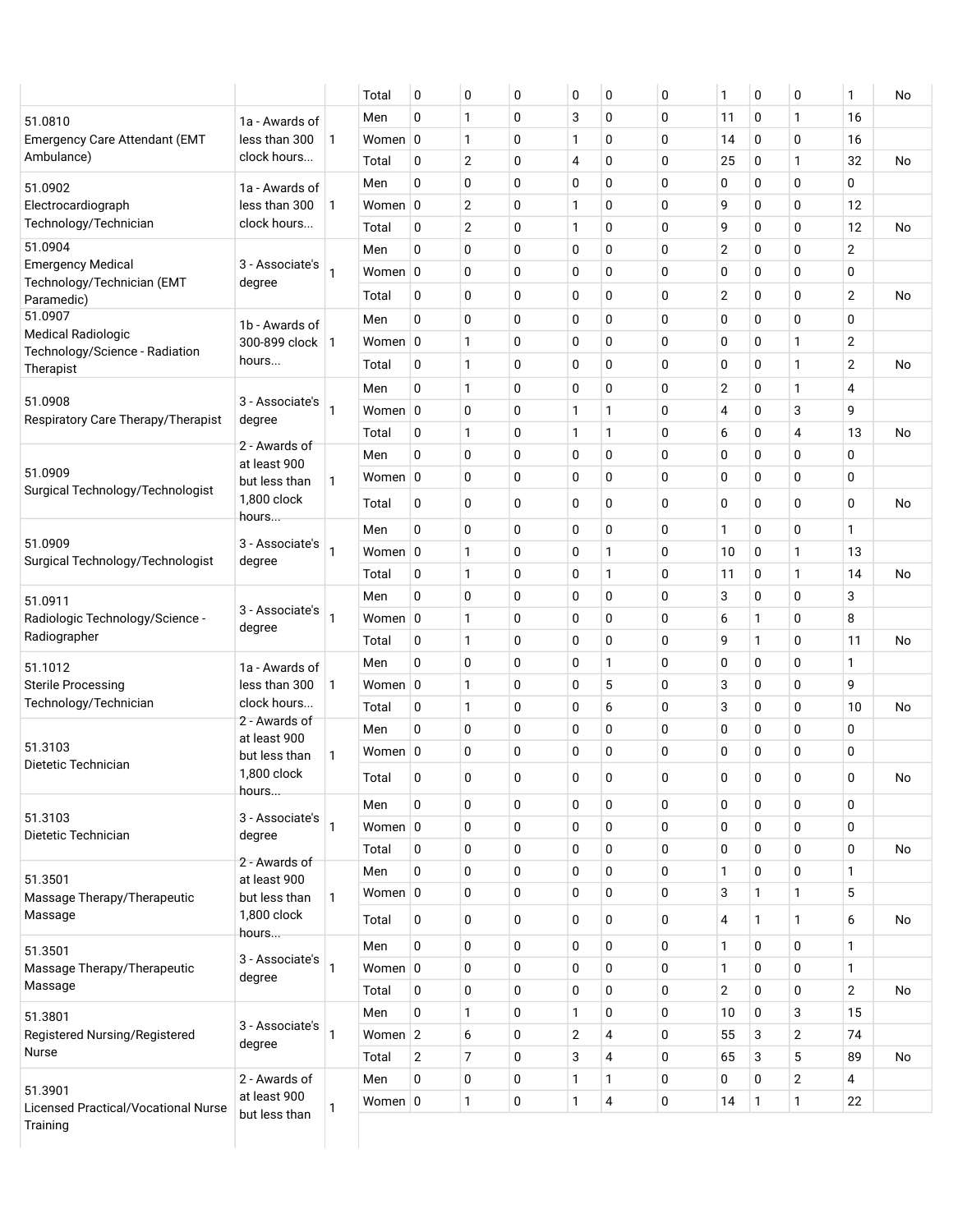| | | | Total | 0 | 0 | 0 | 0 | 0 | 0 | 1 | 0 | 0 | 1 | No |
|---|---|---|---|---|---|---|---|---|---|---|---|---|---|---|
| 51.0810 Emergency Care Attendant (EMT Ambulance) | 1a - Awards of less than 300 clock hours... | 1 | Men | 0 | 1 | 0 | 3 | 0 | 0 | 11 | 0 | 1 | 16 | |
| | | | Women | 0 | 1 | 0 | 1 | 0 | 0 | 14 | 0 | 0 | 16 | |
| | | | Total | 0 | 2 | 0 | 4 | 0 | 0 | 25 | 0 | 1 | 32 | No |
| 51.0902 Electrocardiograph Technology/Technician | 1a - Awards of less than 300 clock hours... | 1 | Men | 0 | 0 | 0 | 0 | 0 | 0 | 0 | 0 | 0 | 0 | |
| | | | Women | 0 | 2 | 0 | 1 | 0 | 0 | 9 | 0 | 0 | 12 | |
| | | | Total | 0 | 2 | 0 | 1 | 0 | 0 | 9 | 0 | 0 | 12 | No |
| 51.0904 Emergency Medical Technology/Technician (EMT Paramedic) | 3 - Associate's degree | 1 | Men | 0 | 0 | 0 | 0 | 0 | 0 | 2 | 0 | 0 | 2 | |
| | | | Women | 0 | 0 | 0 | 0 | 0 | 0 | 0 | 0 | 0 | 0 | |
| | | | Total | 0 | 0 | 0 | 0 | 0 | 0 | 2 | 0 | 0 | 2 | No |
| 51.0907 Medical Radiologic Technology/Science - Radiation Therapist | 1b - Awards of 300-899 clock hours... | 1 | Men | 0 | 0 | 0 | 0 | 0 | 0 | 0 | 0 | 0 | 0 | |
| | | | Women | 0 | 1 | 0 | 0 | 0 | 0 | 0 | 0 | 1 | 2 | |
| | | | Total | 0 | 1 | 0 | 0 | 0 | 0 | 0 | 0 | 1 | 2 | No |
| 51.0908 Respiratory Care Therapy/Therapist | 3 - Associate's degree | 1 | Men | 0 | 1 | 0 | 0 | 0 | 0 | 2 | 0 | 1 | 4 | |
| | | | Women | 0 | 0 | 0 | 1 | 1 | 0 | 4 | 0 | 3 | 9 | |
| | | | Total | 0 | 1 | 0 | 1 | 1 | 0 | 6 | 0 | 4 | 13 | No |
| 51.0909 Surgical Technology/Technologist | 2 - Awards of at least 900 but less than 1,800 clock hours... | 1 | Men | 0 | 0 | 0 | 0 | 0 | 0 | 0 | 0 | 0 | 0 | |
| | | | Women | 0 | 0 | 0 | 0 | 0 | 0 | 0 | 0 | 0 | 0 | |
| | | | Total | 0 | 0 | 0 | 0 | 0 | 0 | 0 | 0 | 0 | 0 | No |
| 51.0909 Surgical Technology/Technologist | 3 - Associate's degree | 1 | Men | 0 | 0 | 0 | 0 | 0 | 0 | 1 | 0 | 0 | 1 | |
| | | | Women | 0 | 1 | 0 | 0 | 1 | 0 | 10 | 0 | 1 | 13 | |
| | | | Total | 0 | 1 | 0 | 0 | 1 | 0 | 11 | 0 | 1 | 14 | No |
| 51.0911 Radiologic Technology/Science - Radiographer | 3 - Associate's degree | 1 | Men | 0 | 0 | 0 | 0 | 0 | 0 | 3 | 0 | 0 | 3 | |
| | | | Women | 0 | 1 | 0 | 0 | 0 | 0 | 6 | 1 | 0 | 8 | |
| | | | Total | 0 | 1 | 0 | 0 | 0 | 0 | 9 | 1 | 0 | 11 | No |
| 51.1012 Sterile Processing Technology/Technician | 1a - Awards of less than 300 clock hours... | 1 | Men | 0 | 0 | 0 | 0 | 1 | 0 | 0 | 0 | 0 | 1 | |
| | | | Women | 0 | 1 | 0 | 0 | 5 | 0 | 3 | 0 | 0 | 9 | |
| | | | Total | 0 | 1 | 0 | 0 | 6 | 0 | 3 | 0 | 0 | 10 | No |
| 51.3103 Dietetic Technician | 2 - Awards of at least 900 but less than 1,800 clock hours... | 1 | Men | 0 | 0 | 0 | 0 | 0 | 0 | 0 | 0 | 0 | 0 | |
| | | | Women | 0 | 0 | 0 | 0 | 0 | 0 | 0 | 0 | 0 | 0 | |
| | | | Total | 0 | 0 | 0 | 0 | 0 | 0 | 0 | 0 | 0 | 0 | No |
| 51.3103 Dietetic Technician | 3 - Associate's degree | 1 | Men | 0 | 0 | 0 | 0 | 0 | 0 | 0 | 0 | 0 | 0 | |
| | | | Women | 0 | 0 | 0 | 0 | 0 | 0 | 0 | 0 | 0 | 0 | |
| | | | Total | 0 | 0 | 0 | 0 | 0 | 0 | 0 | 0 | 0 | 0 | No |
| 51.3501 Massage Therapy/Therapeutic Massage | 2 - Awards of at least 900 but less than 1,800 clock hours... | 1 | Men | 0 | 0 | 0 | 0 | 0 | 0 | 1 | 0 | 0 | 1 | |
| | | | Women | 0 | 0 | 0 | 0 | 0 | 0 | 3 | 1 | 1 | 5 | |
| | | | Total | 0 | 0 | 0 | 0 | 0 | 0 | 4 | 1 | 1 | 6 | No |
| 51.3501 Massage Therapy/Therapeutic Massage | 3 - Associate's degree | 1 | Men | 0 | 0 | 0 | 0 | 0 | 0 | 1 | 0 | 0 | 1 | |
| | | | Women | 0 | 0 | 0 | 0 | 0 | 0 | 1 | 0 | 0 | 1 | |
| | | | Total | 0 | 0 | 0 | 0 | 0 | 0 | 2 | 0 | 0 | 2 | No |
| 51.3801 Registered Nursing/Registered Nurse | 3 - Associate's degree | 1 | Men | 0 | 1 | 0 | 1 | 0 | 0 | 10 | 0 | 3 | 15 | |
| | | | Women | 2 | 6 | 0 | 2 | 4 | 0 | 55 | 3 | 2 | 74 | |
| | | | Total | 2 | 7 | 0 | 3 | 4 | 0 | 65 | 3 | 5 | 89 | No |
| 51.3901 Licensed Practical/Vocational Nurse Training | 2 - Awards of at least 900 but less than | 1 | Men | 0 | 0 | 0 | 1 | 1 | 0 | 0 | 0 | 2 | 4 | |
| | | | Women | 0 | 1 | 0 | 1 | 4 | 0 | 14 | 1 | 1 | 22 | |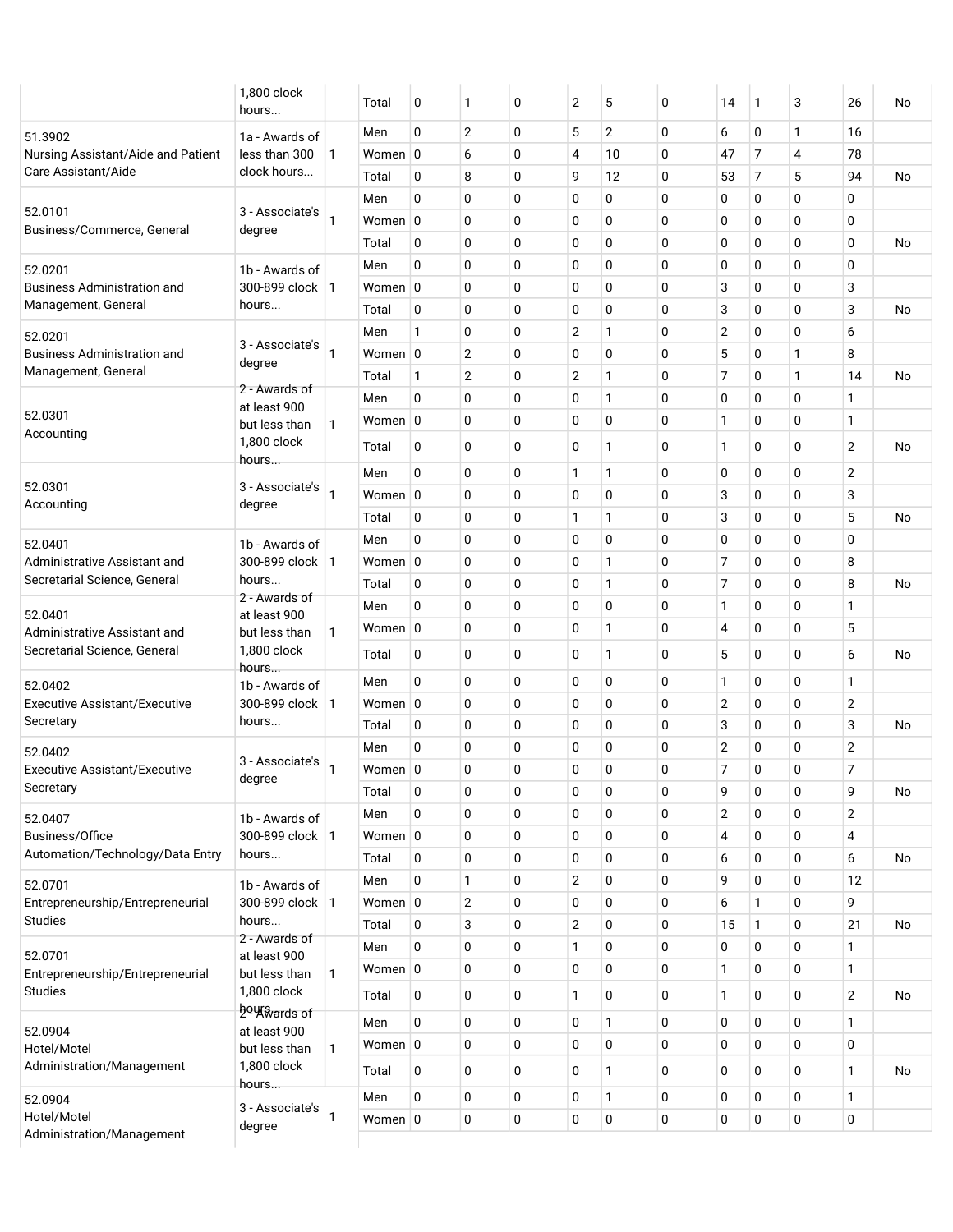| | | | | | | | | | | | | | |
|---|---|---|---|---|---|---|---|---|---|---|---|---|---|
| | 1,800 clock hours... | | Total | 0 | 1 | 0 | 2 | 5 | 0 | 14 | 1 | 3 | 26 | No |
| 51.3902 Nursing Assistant/Aide and Patient Care Assistant/Aide | 1a - Awards of less than 300 clock hours... | 1 | Men | 0 | 2 | 0 | 5 | 2 | 0 | 6 | 0 | 1 | 16 | |
| | | | Women | 0 | 6 | 0 | 4 | 10 | 0 | 47 | 7 | 4 | 78 | |
| | | | Total | 0 | 8 | 0 | 9 | 12 | 0 | 53 | 7 | 5 | 94 | No |
| 52.0101 Business/Commerce, General | 3 - Associate's degree | 1 | Men | 0 | 0 | 0 | 0 | 0 | 0 | 0 | 0 | 0 | 0 | |
| | | | Women | 0 | 0 | 0 | 0 | 0 | 0 | 0 | 0 | 0 | 0 | |
| | | | Total | 0 | 0 | 0 | 0 | 0 | 0 | 0 | 0 | 0 | 0 | No |
| 52.0201 Business Administration and Management, General | 1b - Awards of 300-899 clock hours... | 1 | Men | 0 | 0 | 0 | 0 | 0 | 0 | 0 | 0 | 0 | 0 | |
| | | | Women | 0 | 0 | 0 | 0 | 0 | 0 | 3 | 0 | 0 | 3 | |
| | | | Total | 0 | 0 | 0 | 0 | 0 | 0 | 3 | 0 | 0 | 3 | No |
| 52.0201 Business Administration and Management, General | 3 - Associate's degree | 1 | Men | 1 | 0 | 0 | 2 | 1 | 0 | 2 | 0 | 0 | 6 | |
| | | | Women | 0 | 2 | 0 | 0 | 0 | 0 | 5 | 0 | 1 | 8 | |
| | | | Total | 1 | 2 | 0 | 2 | 1 | 0 | 7 | 0 | 1 | 14 | No |
| 52.0301 Accounting | 2 - Awards of at least 900 but less than 1,800 clock hours... | 1 | Men | 0 | 0 | 0 | 0 | 1 | 0 | 0 | 0 | 0 | 1 | |
| | | | Women | 0 | 0 | 0 | 0 | 0 | 0 | 1 | 0 | 0 | 1 | |
| | | | Total | 0 | 0 | 0 | 0 | 1 | 0 | 1 | 0 | 0 | 2 | No |
| 52.0301 Accounting | 3 - Associate's degree | 1 | Men | 0 | 0 | 0 | 1 | 1 | 0 | 0 | 0 | 0 | 2 | |
| | | | Women | 0 | 0 | 0 | 0 | 0 | 0 | 3 | 0 | 0 | 3 | |
| | | | Total | 0 | 0 | 0 | 1 | 1 | 0 | 3 | 0 | 0 | 5 | No |
| 52.0401 Administrative Assistant and Secretarial Science, General | 1b - Awards of 300-899 clock hours... | 1 | Men | 0 | 0 | 0 | 0 | 0 | 0 | 0 | 0 | 0 | 0 | |
| | | | Women | 0 | 0 | 0 | 0 | 1 | 0 | 7 | 0 | 0 | 8 | |
| | | | Total | 0 | 0 | 0 | 0 | 1 | 0 | 7 | 0 | 0 | 8 | No |
| 52.0401 Administrative Assistant and Secretarial Science, General | 2 - Awards of at least 900 but less than 1,800 clock hours... | 1 | Men | 0 | 0 | 0 | 0 | 0 | 0 | 1 | 0 | 0 | 1 | |
| | | | Women | 0 | 0 | 0 | 0 | 1 | 0 | 4 | 0 | 0 | 5 | |
| | | | Total | 0 | 0 | 0 | 0 | 1 | 0 | 5 | 0 | 0 | 6 | No |
| 52.0402 Executive Assistant/Executive Secretary | 1b - Awards of 300-899 clock hours... | 1 | Men | 0 | 0 | 0 | 0 | 0 | 0 | 1 | 0 | 0 | 1 | |
| | | | Women | 0 | 0 | 0 | 0 | 0 | 0 | 2 | 0 | 0 | 2 | |
| | | | Total | 0 | 0 | 0 | 0 | 0 | 0 | 3 | 0 | 0 | 3 | No |
| 52.0402 Executive Assistant/Executive Secretary | 3 - Associate's degree | 1 | Men | 0 | 0 | 0 | 0 | 0 | 0 | 2 | 0 | 0 | 2 | |
| | | | Women | 0 | 0 | 0 | 0 | 0 | 0 | 7 | 0 | 0 | 7 | |
| | | | Total | 0 | 0 | 0 | 0 | 0 | 0 | 9 | 0 | 0 | 9 | No |
| 52.0407 Business/Office Automation/Technology/Data Entry | 1b - Awards of 300-899 clock hours... | 1 | Men | 0 | 0 | 0 | 0 | 0 | 0 | 2 | 0 | 0 | 2 | |
| | | | Women | 0 | 0 | 0 | 0 | 0 | 0 | 4 | 0 | 0 | 4 | |
| | | | Total | 0 | 0 | 0 | 0 | 0 | 0 | 6 | 0 | 0 | 6 | No |
| 52.0701 Entrepreneurship/Entrepreneurial Studies | 1b - Awards of 300-899 clock hours... | 1 | Men | 0 | 1 | 0 | 2 | 0 | 0 | 9 | 0 | 0 | 12 | |
| | | | Women | 0 | 2 | 0 | 0 | 0 | 0 | 6 | 1 | 0 | 9 | |
| | | | Total | 0 | 3 | 0 | 2 | 0 | 0 | 15 | 1 | 0 | 21 | No |
| 52.0701 Entrepreneurship/Entrepreneurial Studies | 2 - Awards of at least 900 but less than 1,800 clock hours... | 1 | Men | 0 | 0 | 0 | 1 | 0 | 0 | 0 | 0 | 0 | 1 | |
| | | | Women | 0 | 0 | 0 | 0 | 0 | 0 | 1 | 0 | 0 | 1 | |
| | | | Total | 0 | 0 | 0 | 1 | 0 | 0 | 1 | 0 | 0 | 2 | No |
| 52.0904 Hotel/Motel Administration/Management | 2 - Awards of at least 900 but less than 1,800 clock hours... | 1 | Men | 0 | 0 | 0 | 0 | 1 | 0 | 0 | 0 | 0 | 1 | |
| | | | Women | 0 | 0 | 0 | 0 | 0 | 0 | 0 | 0 | 0 | 0 | |
| | | | Total | 0 | 0 | 0 | 0 | 1 | 0 | 0 | 0 | 0 | 1 | No |
| 52.0904 Hotel/Motel Administration/Management | 3 - Associate's degree | 1 | Men | 0 | 0 | 0 | 0 | 1 | 0 | 0 | 0 | 0 | 1 | |
| | | | Women | 0 | 0 | 0 | 0 | 0 | 0 | 0 | 0 | 0 | 0 | |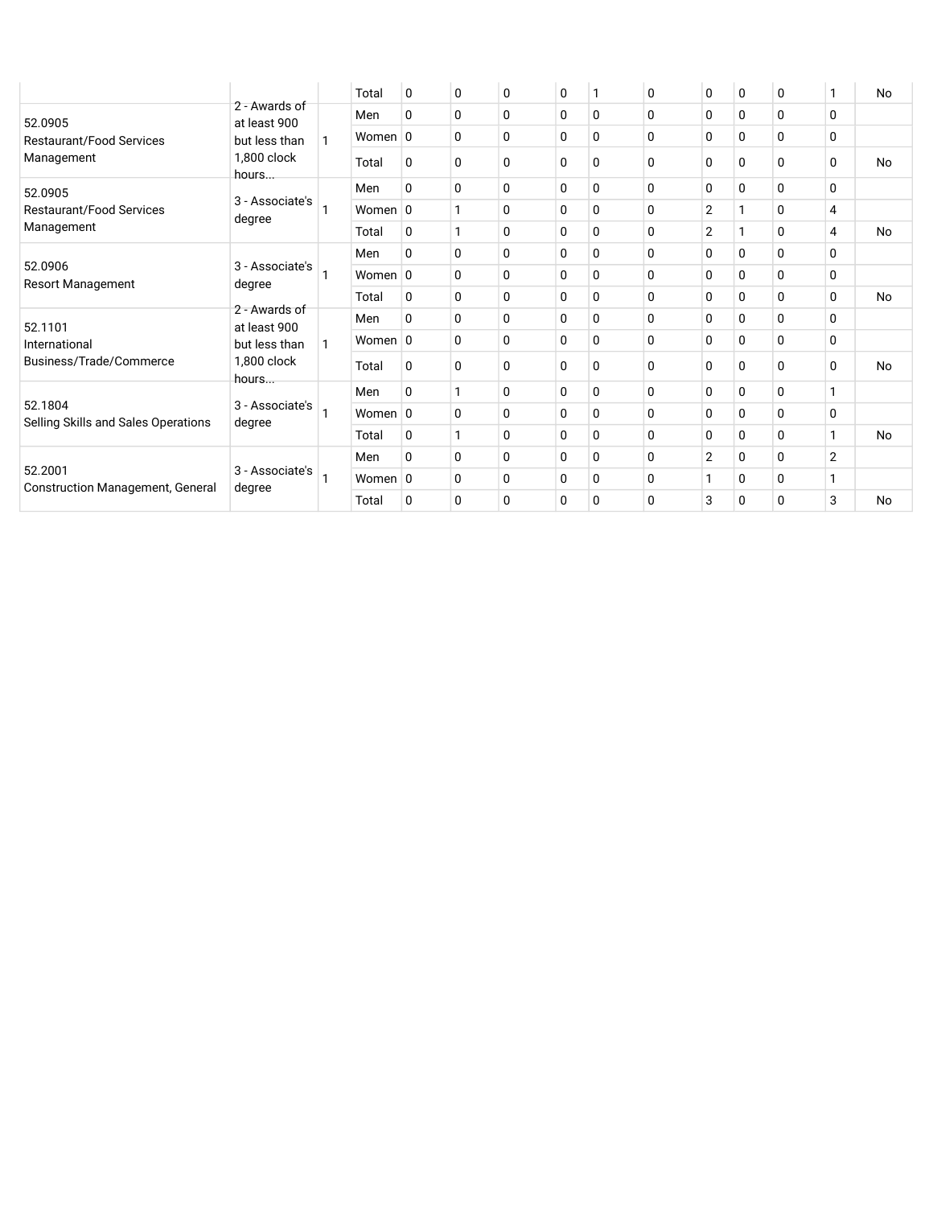| | | | Total | 0 | 0 | 0 | 0 | 1 | 0 | 0 | 0 | 0 | 1 | No |
|---|---|---|---|---|---|---|---|---|---|---|---|---|---|---|
| 52.0905 Restaurant/Food Services Management | 2 - Awards of at least 900 but less than 1,800 clock hours... | 1 | Men | 0 | 0 | 0 | 0 | 0 | 0 | 0 | 0 | 0 | 0 | |
| | | | Women | 0 | 0 | 0 | 0 | 0 | 0 | 0 | 0 | 0 | 0 | |
| | | | Total | 0 | 0 | 0 | 0 | 0 | 0 | 0 | 0 | 0 | 0 | No |
| 52.0905 Restaurant/Food Services Management | 3 - Associate's degree | 1 | Men | 0 | 0 | 0 | 0 | 0 | 0 | 0 | 0 | 0 | 0 | |
| | | | Women | 0 | 1 | 0 | 0 | 0 | 0 | 2 | 1 | 0 | 4 | |
| | | | Total | 0 | 1 | 0 | 0 | 0 | 0 | 2 | 1 | 0 | 4 | No |
| 52.0906 Resort Management | 3 - Associate's degree | 1 | Men | 0 | 0 | 0 | 0 | 0 | 0 | 0 | 0 | 0 | 0 | |
| | | | Women | 0 | 0 | 0 | 0 | 0 | 0 | 0 | 0 | 0 | 0 | |
| | | | Total | 0 | 0 | 0 | 0 | 0 | 0 | 0 | 0 | 0 | 0 | No |
| 52.1101 International Business/Trade/Commerce | 2 - Awards of at least 900 but less than 1,800 clock hours... | 1 | Men | 0 | 0 | 0 | 0 | 0 | 0 | 0 | 0 | 0 | 0 | |
| | | | Women | 0 | 0 | 0 | 0 | 0 | 0 | 0 | 0 | 0 | 0 | |
| | | | Total | 0 | 0 | 0 | 0 | 0 | 0 | 0 | 0 | 0 | 0 | No |
| 52.1804 Selling Skills and Sales Operations | 3 - Associate's degree | 1 | Men | 0 | 1 | 0 | 0 | 0 | 0 | 0 | 0 | 0 | 1 | |
| | | | Women | 0 | 0 | 0 | 0 | 0 | 0 | 0 | 0 | 0 | 0 | |
| | | | Total | 0 | 1 | 0 | 0 | 0 | 0 | 0 | 0 | 0 | 1 | No |
| 52.2001 Construction Management, General | 3 - Associate's degree | 1 | Men | 0 | 0 | 0 | 0 | 0 | 0 | 2 | 0 | 0 | 2 | |
| | | | Women | 0 | 0 | 0 | 0 | 0 | 0 | 1 | 0 | 0 | 1 | |
| | | | Total | 0 | 0 | 0 | 0 | 0 | 0 | 3 | 0 | 0 | 3 | No |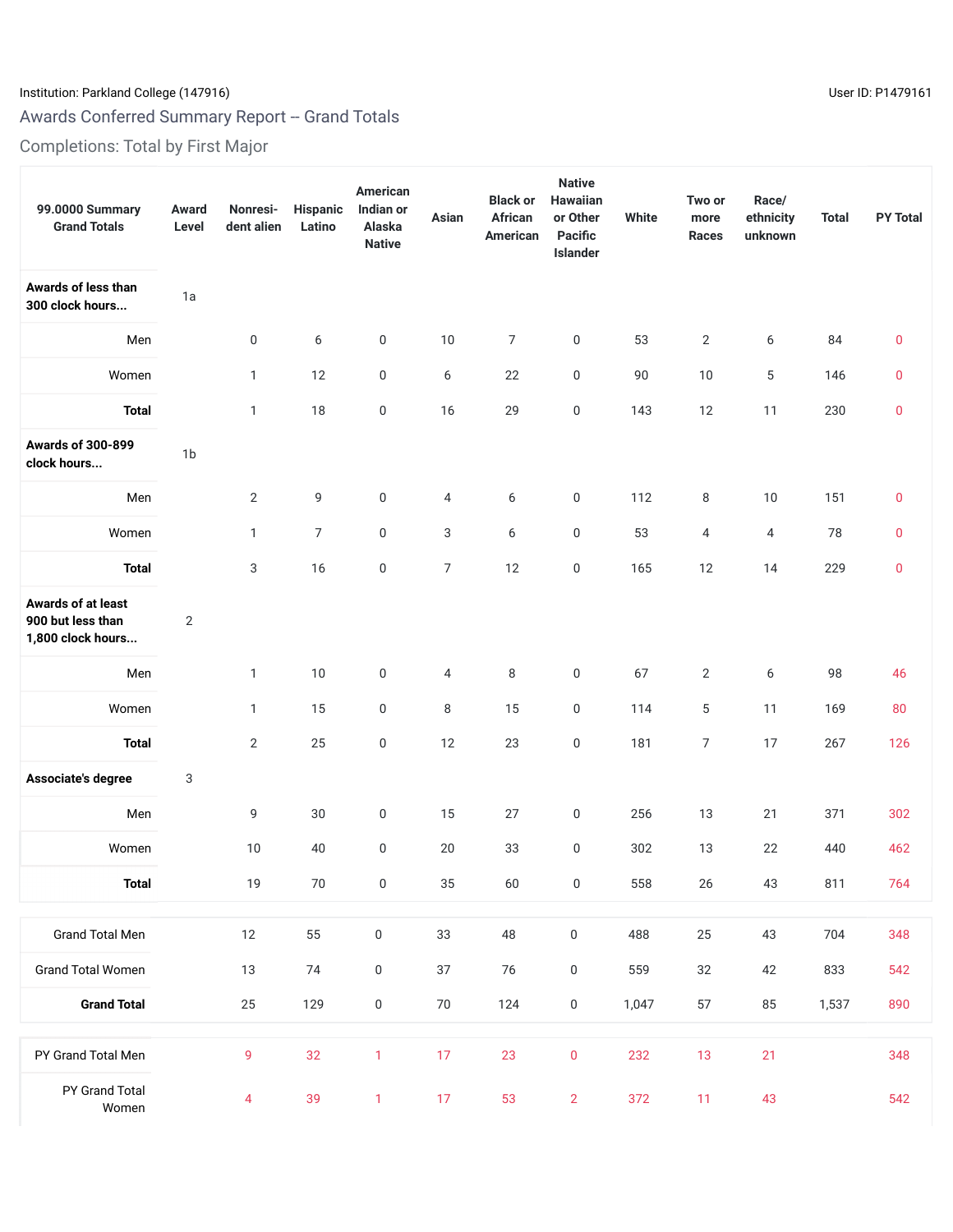Institution: Parkland College (147916)

User ID: P1479161

## Awards Conferred Summary Report -- Grand Totals

### Completions: Total by First Major

| 99.0000 Summary Grand Totals | Award Level | Nonresident alien | Hispanic Latino | American Indian or Alaska Native | Asian | Black or African American | Native Hawaiian or Other Pacific Islander | White | Two or more Races | Race/ ethnicity unknown | Total | PY Total |
|---|---|---|---|---|---|---|---|---|---|---|---|---|
| **Awards of less than 300 clock hours...** | 1a | | | | | | | | | | | |
| Men | | 0 | 6 | 0 | 10 | 7 | 0 | 53 | 2 | 6 | 84 | 0 |
| Women | | 1 | 12 | 0 | 6 | 22 | 0 | 90 | 10 | 5 | 146 | 0 |
| **Total** | | 1 | 18 | 0 | 16 | 29 | 0 | 143 | 12 | 11 | 230 | 0 |
| **Awards of 300-899 clock hours...** | 1b | | | | | | | | | | | |
| Men | | 2 | 9 | 0 | 4 | 6 | 0 | 112 | 8 | 10 | 151 | 0 |
| Women | | 1 | 7 | 0 | 3 | 6 | 0 | 53 | 4 | 4 | 78 | 0 |
| **Total** | | 3 | 16 | 0 | 7 | 12 | 0 | 165 | 12 | 14 | 229 | 0 |
| **Awards of at least 900 but less than 1,800 clock hours...** | 2 | | | | | | | | | | | |
| Men | | 1 | 10 | 0 | 4 | 8 | 0 | 67 | 2 | 6 | 98 | 46 |
| Women | | 1 | 15 | 0 | 8 | 15 | 0 | 114 | 5 | 11 | 169 | 80 |
| **Total** | | 2 | 25 | 0 | 12 | 23 | 0 | 181 | 7 | 17 | 267 | 126 |
| **Associate's degree** | 3 | | | | | | | | | | | |
| Men | | 9 | 30 | 0 | 15 | 27 | 0 | 256 | 13 | 21 | 371 | 302 |
| Women | | 10 | 40 | 0 | 20 | 33 | 0 | 302 | 13 | 22 | 440 | 462 |
| **Total** | | 19 | 70 | 0 | 35 | 60 | 0 | 558 | 26 | 43 | 811 | 764 |
| Grand Total Men | | 12 | 55 | 0 | 33 | 48 | 0 | 488 | 25 | 43 | 704 | 348 |
| Grand Total Women | | 13 | 74 | 0 | 37 | 76 | 0 | 559 | 32 | 42 | 833 | 542 |
| **Grand Total** | | 25 | 129 | 0 | 70 | 124 | 0 | 1,047 | 57 | 85 | 1,537 | 890 |
| PY Grand Total Men | | 9 | 32 | 1 | 17 | 23 | 0 | 232 | 13 | 21 | | 348 |
| PY Grand Total Women | | 4 | 39 | 1 | 17 | 53 | 2 | 372 | 11 | 43 | | 542 |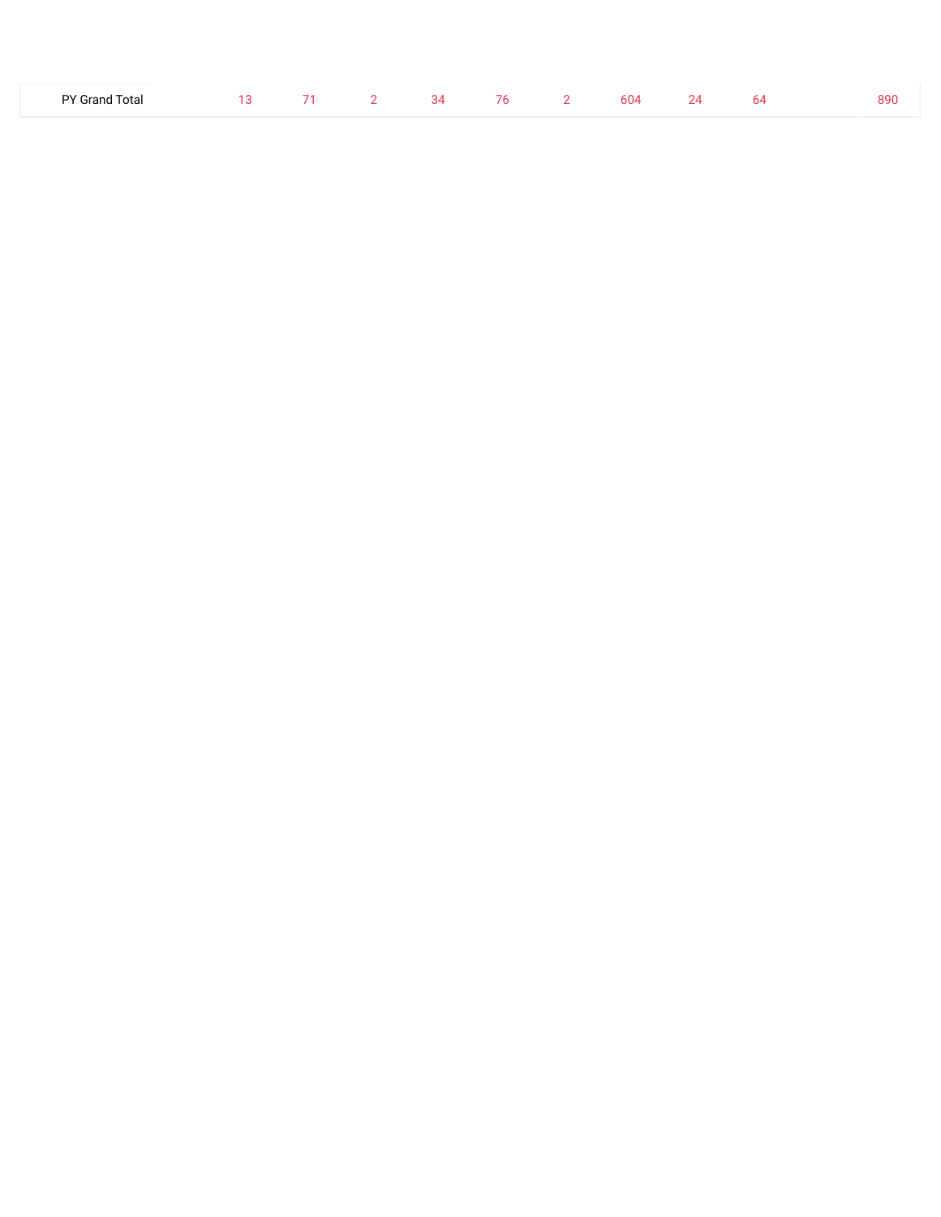| PY Grand Total | 13 | 71 | 2 | 34 | 76 | 2 | 604 | 24 | 64 | | 890 |
|---|---|---|---|---|---|---|---|---|---|---|---|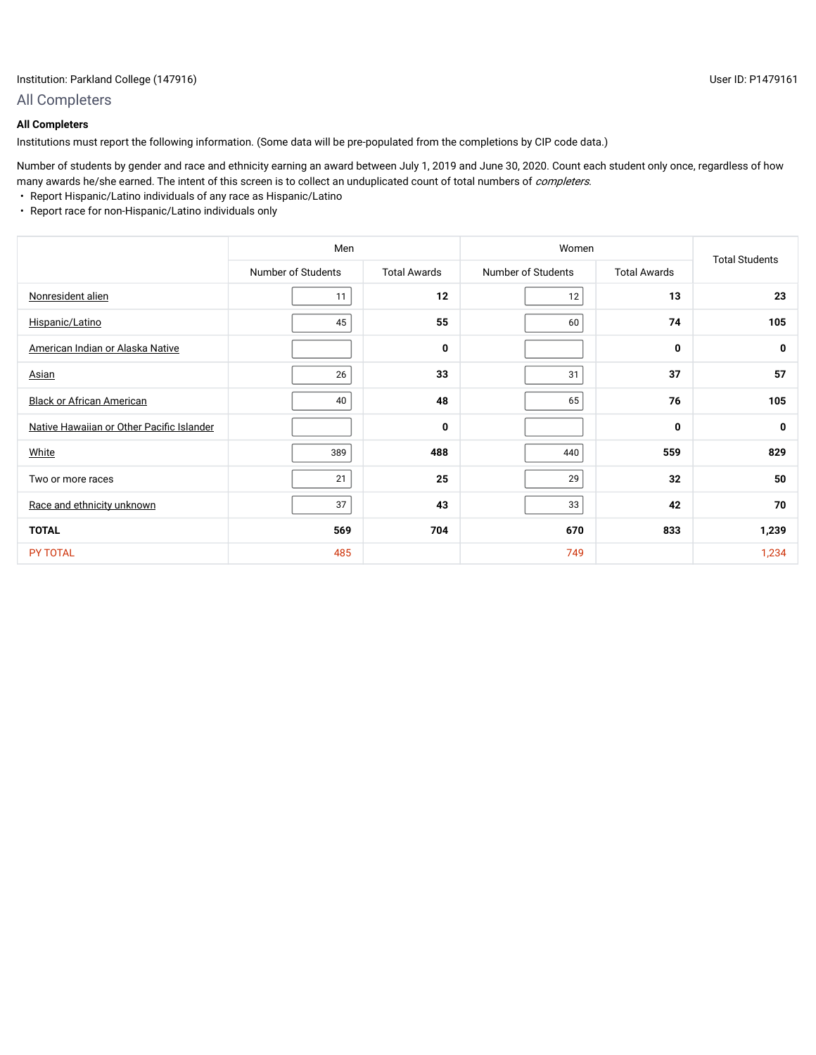Institution: Parkland College (147916)

User ID: P1479161

## All Completers

**All Completers**

Institutions must report the following information. (Some data will be pre-populated from the completions by CIP code data.)

Number of students by gender and race and ethnicity earning an award between July 1, 2019 and June 30, 2020. Count each student only once, regardless of how many awards he/she earned. The intent of this screen is to collect an unduplicated count of total numbers of *completers*.

- Report Hispanic/Latino individuals of any race as Hispanic/Latino
- Report race for non-Hispanic/Latino individuals only

| | Men | | Women | | Total Students |
|---|---|---|---|---|---|
| | Number of Students | Total Awards | Number of Students | Total Awards | |
| Nonresident alien | 11 | 12 | 12 | 13 | 23 |
| Hispanic/Latino | 45 | 55 | 60 | 74 | 105 |
| American Indian or Alaska Native | | 0 | | 0 | 0 |
| Asian | 26 | 33 | 31 | 37 | 57 |
| Black or African American | 40 | 48 | 65 | 76 | 105 |
| Native Hawaiian or Other Pacific Islander | | 0 | | 0 | 0 |
| White | 389 | 488 | 440 | 559 | 829 |
| Two or more races | 21 | 25 | 29 | 32 | 50 |
| Race and ethnicity unknown | 37 | 43 | 33 | 42 | 70 |
| **TOTAL** | **569** | **704** | **670** | **833** | **1,239** |
| PY TOTAL | 485 | | 749 | | 1,234 |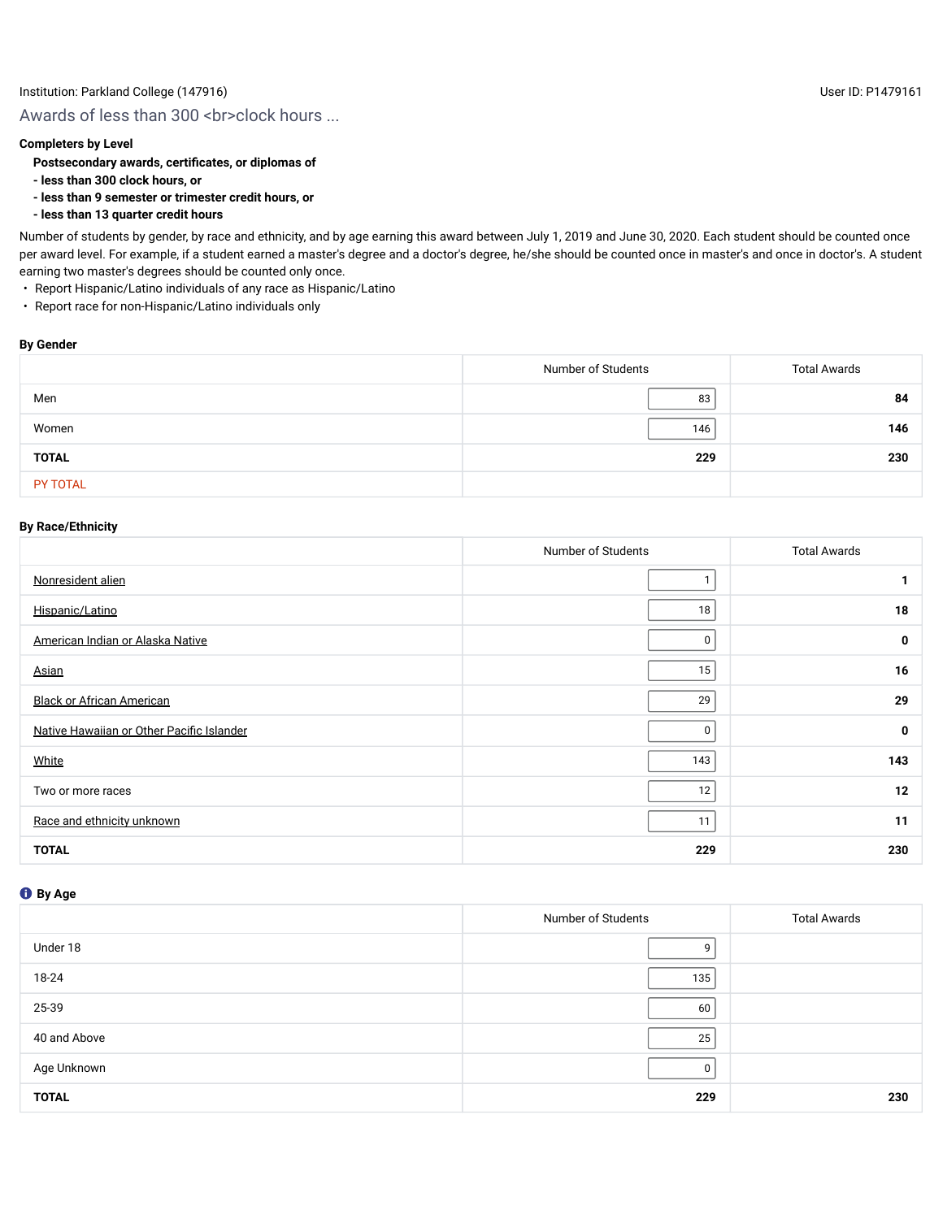Institution: Parkland College (147916)

User ID: P1479161

## Awards of less than 300 <br>clock hours ...

**Completers by Level**

**Postsecondary awards, certificates, or diplomas of**
**- less than 300 clock hours, or**
**- less than 9 semester or trimester credit hours, or**
**- less than 13 quarter credit hours**

Number of students by gender, by race and ethnicity, and by age earning this award between July 1, 2019 and June 30, 2020. Each student should be counted once per award level. For example, if a student earned a master's degree and a doctor's degree, he/she should be counted once in master's and once in doctor's. A student earning two master's degrees should be counted only once.

- Report Hispanic/Latino individuals of any race as Hispanic/Latino
- Report race for non-Hispanic/Latino individuals only

**By Gender**

| | Number of Students | Total Awards |
|---|---|---|
| Men | 83 | **84** |
| Women | 146 | **146** |
| **TOTAL** | **229** | **230** |
| PY TOTAL | | |

**By Race/Ethnicity**

| | Number of Students | Total Awards |
|---|---|---|
| Nonresident alien | 1 | **1** |
| Hispanic/Latino | 18 | **18** |
| American Indian or Alaska Native | 0 | **0** |
| Asian | 15 | **16** |
| Black or African American | 29 | **29** |
| Native Hawaiian or Other Pacific Islander | 0 | **0** |
| White | 143 | **143** |
| Two or more races | 12 | **12** |
| Race and ethnicity unknown | 11 | **11** |
| **TOTAL** | **229** | **230** |

**By Age**

| | Number of Students | Total Awards |
|---|---|---|
| Under 18 | 9 | |
| 18-24 | 135 | |
| 25-39 | 60 | |
| 40 and Above | 25 | |
| Age Unknown | 0 | |
| **TOTAL** | **229** | **230** |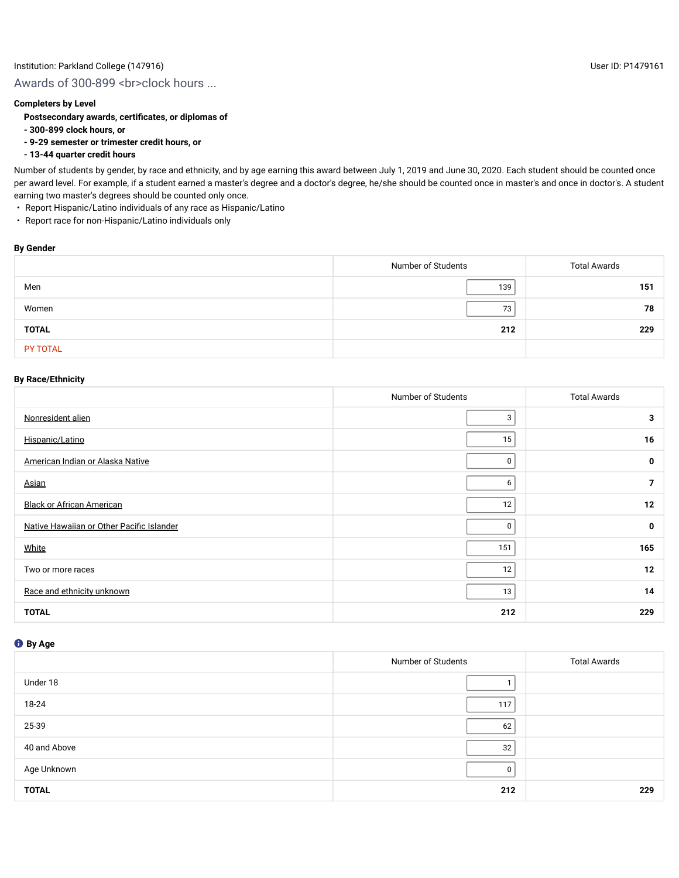Institution: Parkland College (147916)

User ID: P1479161

## Awards of 300-899 <br>clock hours ...

**Completers by Level**

**Postsecondary awards, certificates, or diplomas of**
**- 300-899 clock hours, or**
**- 9-29 semester or trimester credit hours, or**
**- 13-44 quarter credit hours**

Number of students by gender, by race and ethnicity, and by age earning this award between July 1, 2019 and June 30, 2020. Each student should be counted once per award level. For example, if a student earned a master's degree and a doctor's degree, he/she should be counted once in master's and once in doctor's. A student earning two master's degrees should be counted only once.

- Report Hispanic/Latino individuals of any race as Hispanic/Latino
- Report race for non-Hispanic/Latino individuals only

### By Gender

| | Number of Students | Total Awards |
|---|---|---|
| Men | 139 | **151** |
| Women | 73 | **78** |
| **TOTAL** | **212** | **229** |
| PY TOTAL | | |

### By Race/Ethnicity

| | Number of Students | Total Awards |
|---|---|---|
| Nonresident alien | 3 | **3** |
| Hispanic/Latino | 15 | **16** |
| American Indian or Alaska Native | 0 | **0** |
| Asian | 6 | **7** |
| Black or African American | 12 | **12** |
| Native Hawaiian or Other Pacific Islander | 0 | **0** |
| White | 151 | **165** |
| Two or more races | 12 | **12** |
| Race and ethnicity unknown | 13 | **14** |
| **TOTAL** | **212** | **229** |

### By Age

| | Number of Students | Total Awards |
|---|---|---|
| Under 18 | 1 | |
| 18-24 | 117 | |
| 25-39 | 62 | |
| 40 and Above | 32 | |
| Age Unknown | 0 | |
| **TOTAL** | **212** | **229** |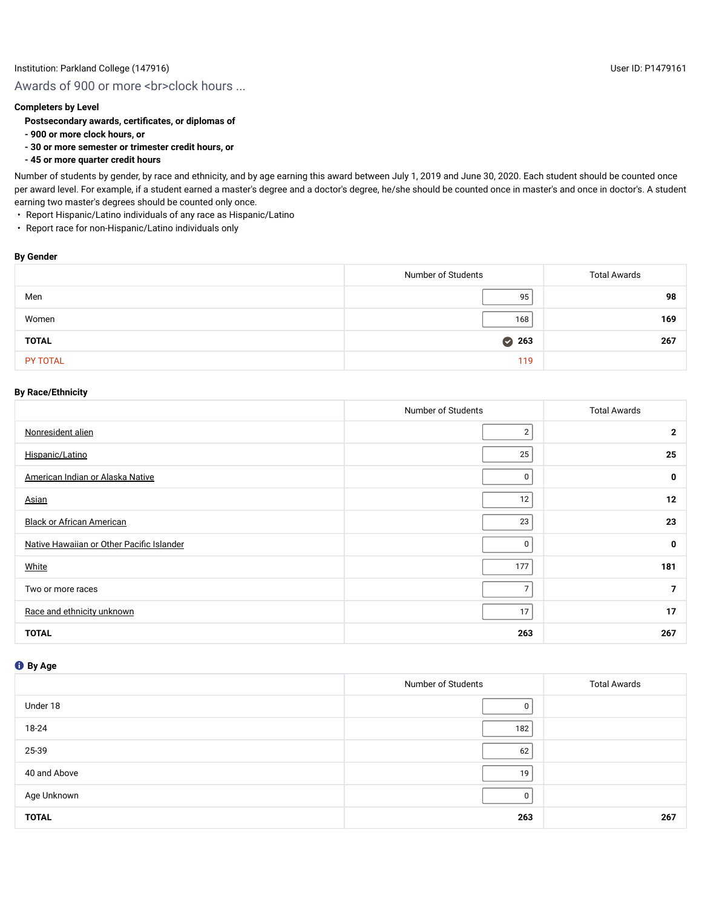Institution: Parkland College (147916)

User ID: P1479161

## Awards of 900 or more <br>clock hours ...

**Completers by Level**

**Postsecondary awards, certificates, or diplomas of**
**- 900 or more clock hours, or**
**- 30 or more semester or trimester credit hours, or**
**- 45 or more quarter credit hours**

Number of students by gender, by race and ethnicity, and by age earning this award between July 1, 2019 and June 30, 2020. Each student should be counted once per award level. For example, if a student earned a master's degree and a doctor's degree, he/she should be counted once in master's and once in doctor's. A student earning two master's degrees should be counted only once.

- Report Hispanic/Latino individuals of any race as Hispanic/Latino
- Report race for non-Hispanic/Latino individuals only

**By Gender**

| | Number of Students | Total Awards |
|---|---|---|
| Men | 95 | **98** |
| Women | 168 | **169** |
| **TOTAL** | **263** | **267** |
| PY TOTAL | 119 | |

**By Race/Ethnicity**

| | Number of Students | Total Awards |
|---|---|---|
| Nonresident alien | 2 | **2** |
| Hispanic/Latino | 25 | **25** |
| American Indian or Alaska Native | 0 | **0** |
| Asian | 12 | **12** |
| Black or African American | 23 | **23** |
| Native Hawaiian or Other Pacific Islander | 0 | **0** |
| White | 177 | **181** |
| Two or more races | 7 | **7** |
| Race and ethnicity unknown | 17 | **17** |
| **TOTAL** | **263** | **267** |

**By Age**

| | Number of Students | Total Awards |
|---|---|---|
| Under 18 | 0 | |
| 18-24 | 182 | |
| 25-39 | 62 | |
| 40 and Above | 19 | |
| Age Unknown | 0 | |
| **TOTAL** | **263** | **267** |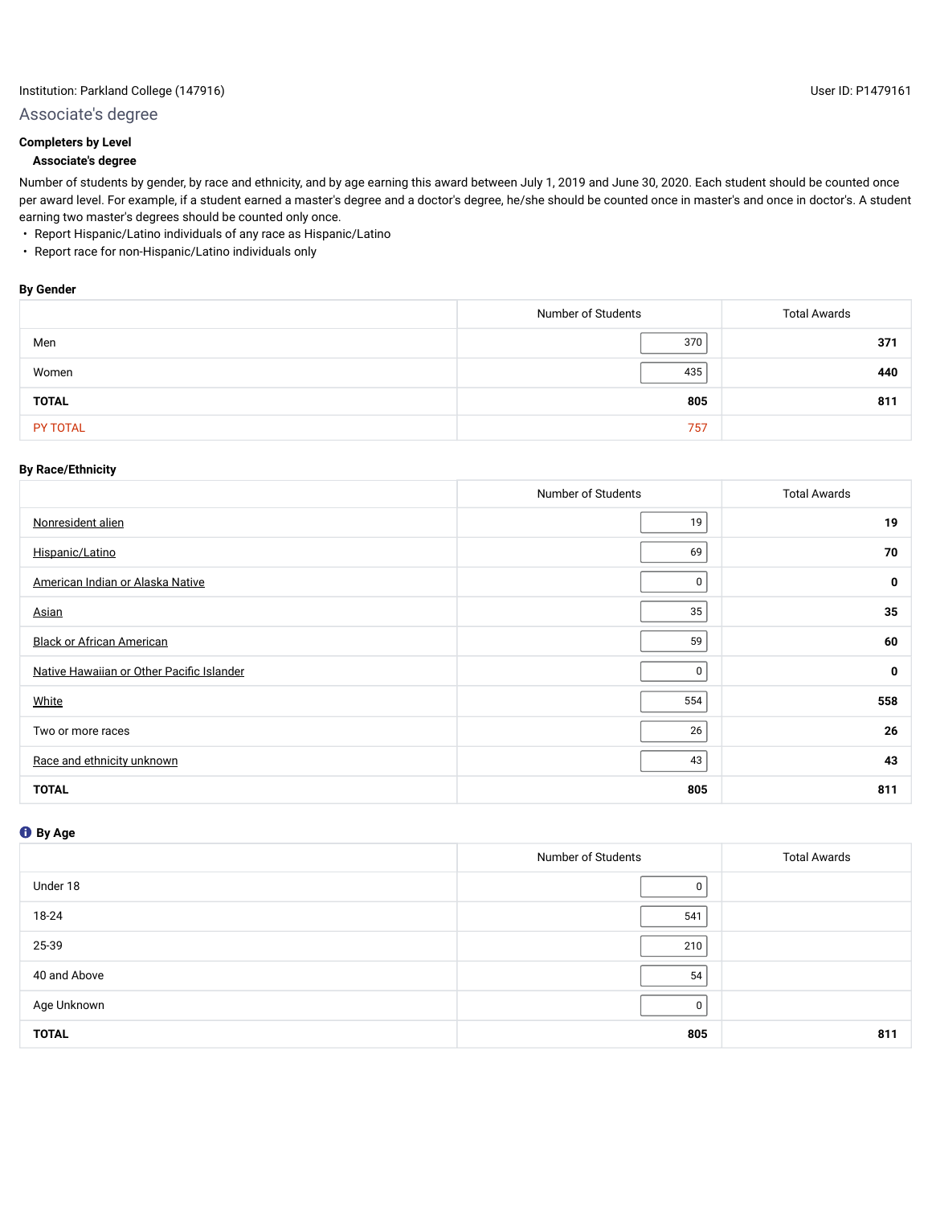Institution: Parkland College (147916)

User ID: P1479161

## Associate's degree

**Completers by Level**

**Associate's degree**

Number of students by gender, by race and ethnicity, and by age earning this award between July 1, 2019 and June 30, 2020. Each student should be counted once per award level. For example, if a student earned a master's degree and a doctor's degree, he/she should be counted once in master's and once in doctor's. A student earning two master's degrees should be counted only once.

- Report Hispanic/Latino individuals of any race as Hispanic/Latino
- Report race for non-Hispanic/Latino individuals only

**By Gender**

| | Number of Students | Total Awards |
|---|---|---|
| Men | 370 | 371 |
| Women | 435 | 440 |
| **TOTAL** | **805** | **811** |
| PY TOTAL | 757 | |

**By Race/Ethnicity**

| | Number of Students | Total Awards |
|---|---|---|
| Nonresident alien | 19 | 19 |
| Hispanic/Latino | 69 | 70 |
| American Indian or Alaska Native | 0 | 0 |
| Asian | 35 | 35 |
| Black or African American | 59 | 60 |
| Native Hawaiian or Other Pacific Islander | 0 | 0 |
| White | 554 | 558 |
| Two or more races | 26 | 26 |
| Race and ethnicity unknown | 43 | 43 |
| **TOTAL** | **805** | **811** |

**By Age**

| | Number of Students | Total Awards |
|---|---|---|
| Under 18 | 0 | |
| 18-24 | 541 | |
| 25-39 | 210 | |
| 40 and Above | 54 | |
| Age Unknown | 0 | |
| **TOTAL** | **805** | **811** |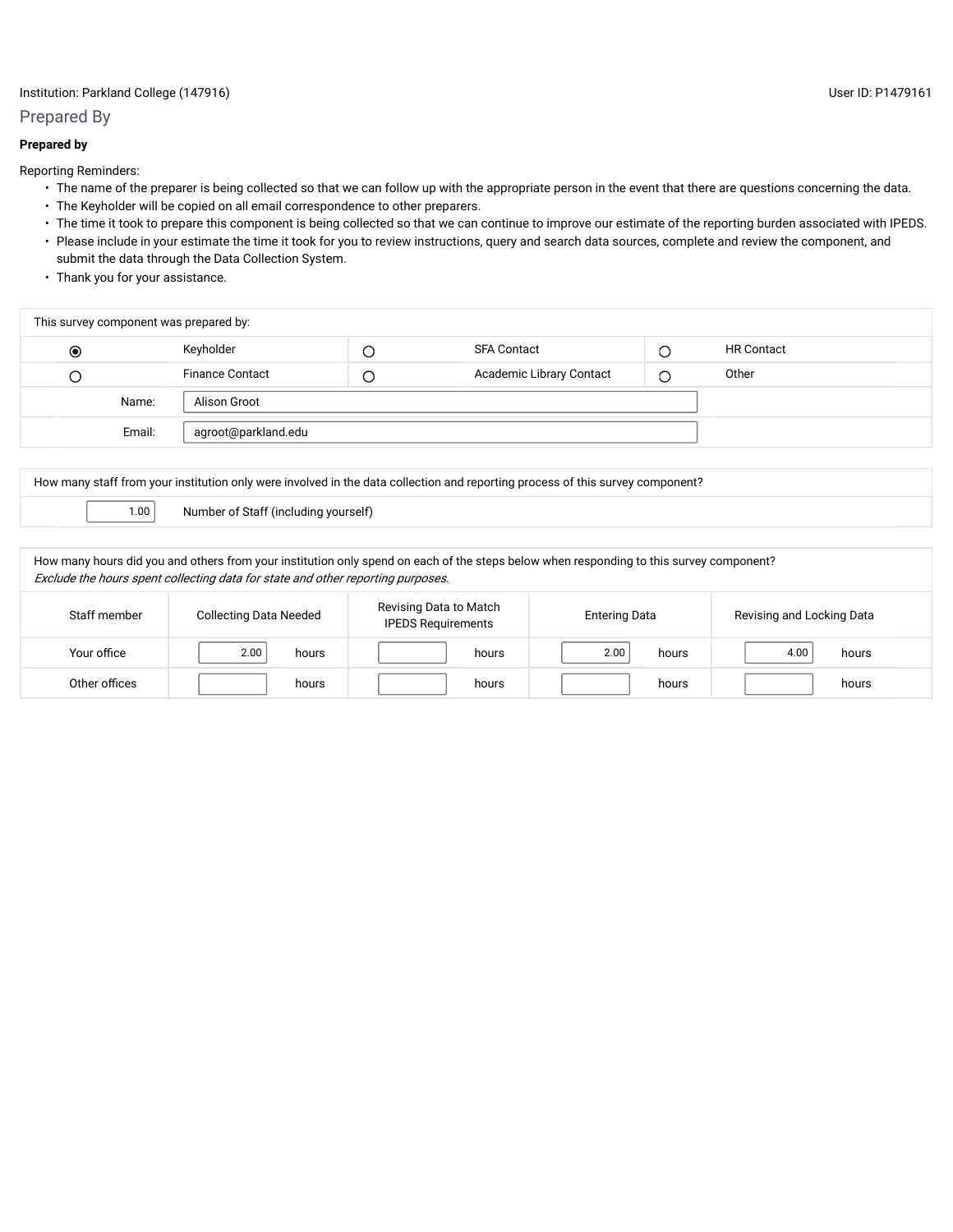Institution: Parkland College (147916) User ID: P1479161

## Prepared By

**Prepared by**

Reporting Reminders:

- The name of the preparer is being collected so that we can follow up with the appropriate person in the event that there are questions concerning the data.
- The Keyholder will be copied on all email correspondence to other preparers.
- The time it took to prepare this component is being collected so that we can continue to improve our estimate of the reporting burden associated with IPEDS.
- Please include in your estimate the time it took for you to review instructions, query and search data sources, complete and review the component, and submit the data through the Data Collection System.
- Thank you for your assistance.

| This survey component was prepared by: | | | | | |
|---|---|---|---|---|---|
| ◉ | Keyholder | ○ | SFA Contact | ○ | HR Contact |
| ○ | Finance Contact | ○ | Academic Library Contact | ○ | Other |
| Name: | Alison Groot | | | | |
| Email: | agroot@parkland.edu | | | | |

| How many staff from your institution only were involved in the data collection and reporting process of this survey component? | |
|---|---|
| 1.00 | Number of Staff (including yourself) |

How many hours did you and others from your institution only spend on each of the steps below when responding to this survey component?
*Exclude the hours spent collecting data for state and other reporting purposes.*

| Staff member | Collecting Data Needed | Revising Data to Match IPEDS Requirements | Entering Data | Revising and Locking Data |
|---|---|---|---|---|
| Your office | 2.00 hours | hours | 2.00 hours | 4.00 hours |
| Other offices | hours | hours | hours | hours |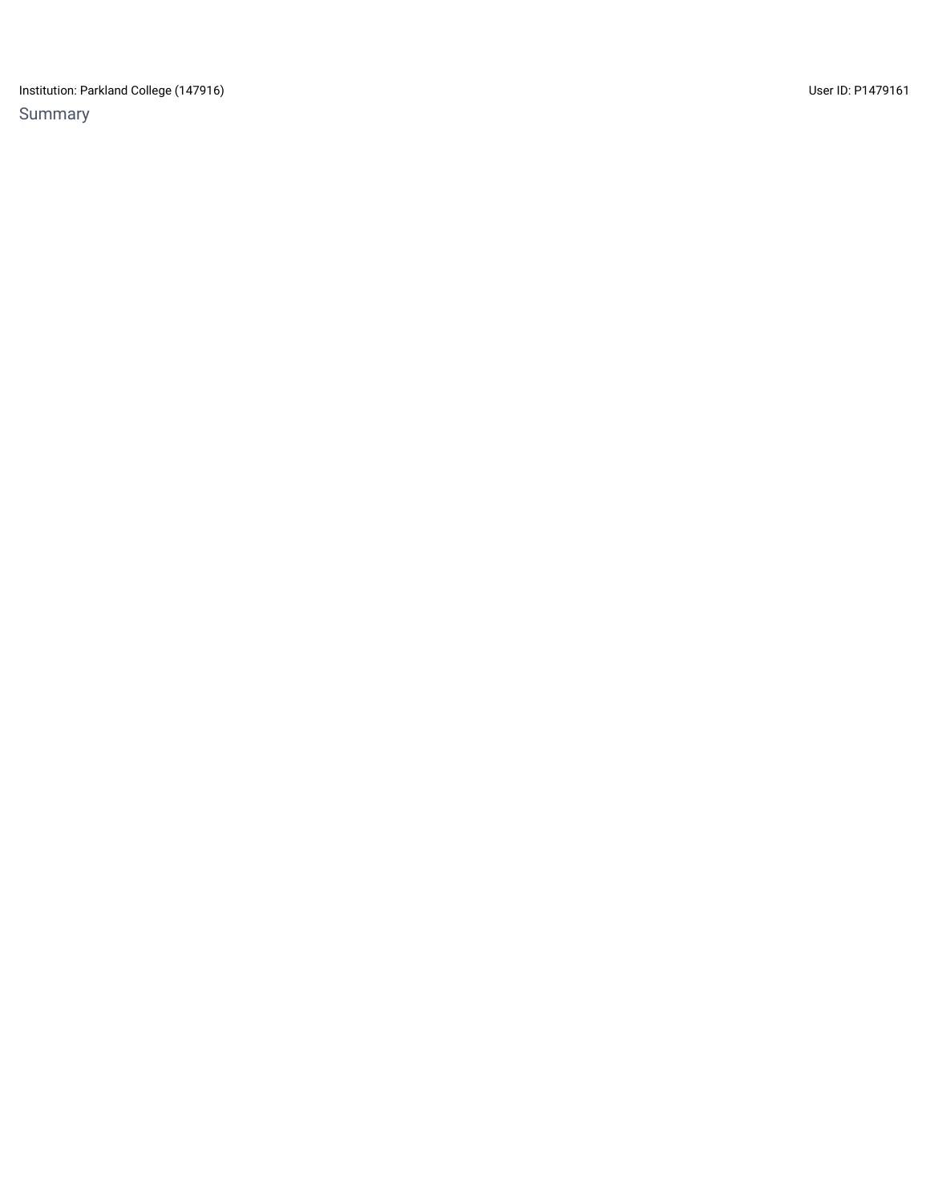## Summary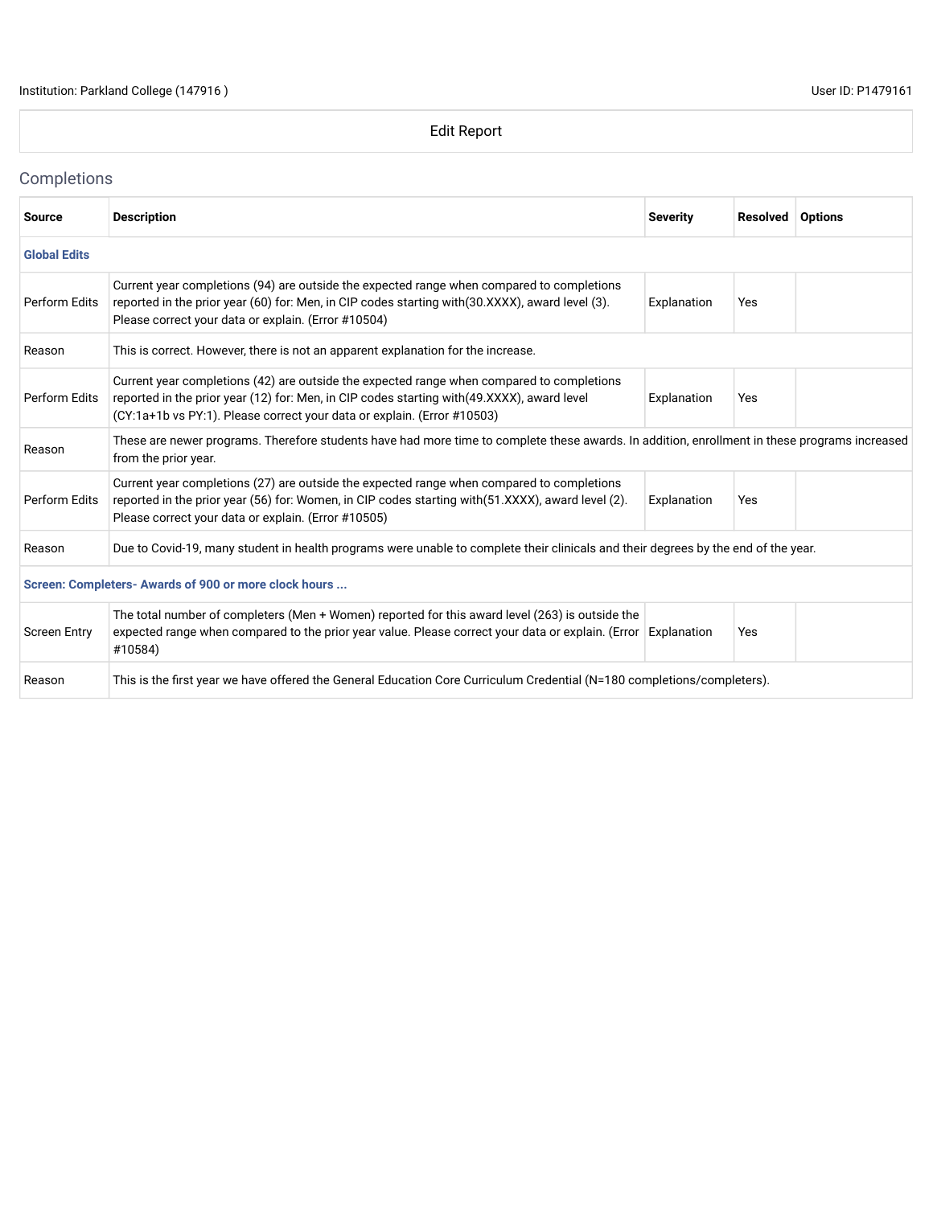Institution: Parkland College (147916 )

User ID: P1479161

Edit Report

## Completions

| Source | Description | Severity | Resolved | Options |
| --- | --- | --- | --- | --- |
| **Global Edits** | | | | |
| Perform Edits | Current year completions (94) are outside the expected range when compared to completions reported in the prior year (60) for: Men, in CIP codes starting with(30.XXXX), award level (3). Please correct your data or explain. (Error #10504) | Explanation | Yes | |
| Reason | This is correct. However, there is not an apparent explanation for the increase. | | | |
| Perform Edits | Current year completions (42) are outside the expected range when compared to completions reported in the prior year (12) for: Men, in CIP codes starting with(49.XXXX), award level (CY:1a+1b vs PY:1). Please correct your data or explain. (Error #10503) | Explanation | Yes | |
| Reason | These are newer programs. Therefore students have had more time to complete these awards. In addition, enrollment in these programs increased from the prior year. | | | |
| Perform Edits | Current year completions (27) are outside the expected range when compared to completions reported in the prior year (56) for: Women, in CIP codes starting with(51.XXXX), award level (2). Please correct your data or explain. (Error #10505) | Explanation | Yes | |
| Reason | Due to Covid-19, many student in health programs were unable to complete their clinicals and their degrees by the end of the year. | | | |
| **Screen: Completers- Awards of 900 or more clock hours ...** | | | | |
| Screen Entry | The total number of completers (Men + Women) reported for this award level (263) is outside the expected range when compared to the prior year value. Please correct your data or explain. (Error #10584) | Explanation | Yes | |
| Reason | This is the first year we have offered the General Education Core Curriculum Credential (N=180 completions/completers). | | | |